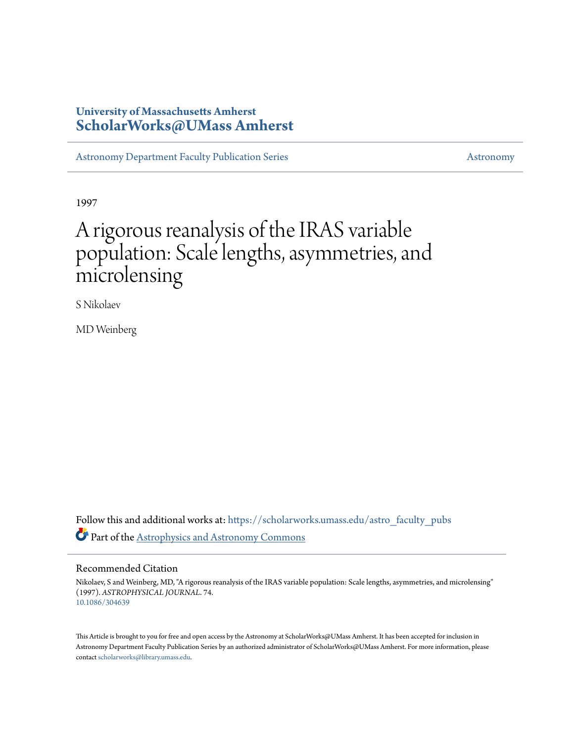University of Massachusetts Amherst
**ScholarWorks@UMass Amherst**

Astronomy Department Faculty Publication Series | Astronomy

1997

# A rigorous reanalysis of the IRAS variable population: Scale lengths, asymmetries, and microlensing

S Nikolaev

MD Weinberg

Follow this and additional works at: https://scholarworks.umass.edu/astro_faculty_pubs

Part of the Astrophysics and Astronomy Commons

## Recommended Citation

Nikolaev, S and Weinberg, MD, "A rigorous reanalysis of the IRAS variable population: Scale lengths, asymmetries, and microlensing" (1997). *ASTROPHYSICAL JOURNAL*. 74.
10.1086/304639

This Article is brought to you for free and open access by the Astronomy at ScholarWorks@UMass Amherst. It has been accepted for inclusion in Astronomy Department Faculty Publication Series by an authorized administrator of ScholarWorks@UMass Amherst. For more information, please contact scholarworks@library.umass.edu.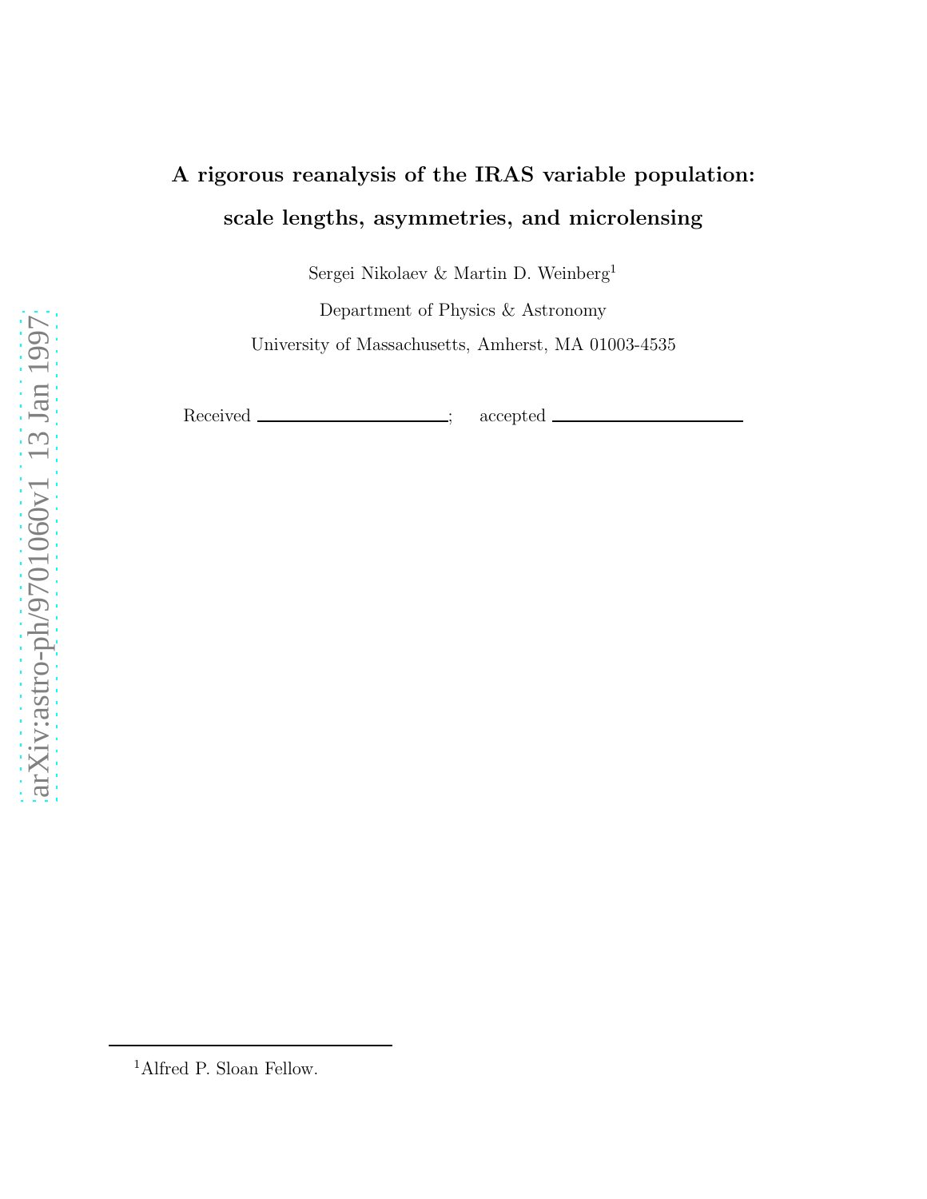# A rigorous reanalysis of the IRAS variable population: scale lengths, asymmetries, and microlensing

Sergei Nikolaev & Martin D. Weinberg[1]

Department of Physics & Astronomy

University of Massachusetts, Amherst, MA 01003-4535

Received \_\_\_\_\_\_\_\_\_\_\_\_\_\_\_\_\_\_\_\_; accepted \_\_\_\_\_\_\_\_\_\_\_\_\_\_\_\_\_\_\_\_

[1]Alfred P. Sloan Fellow.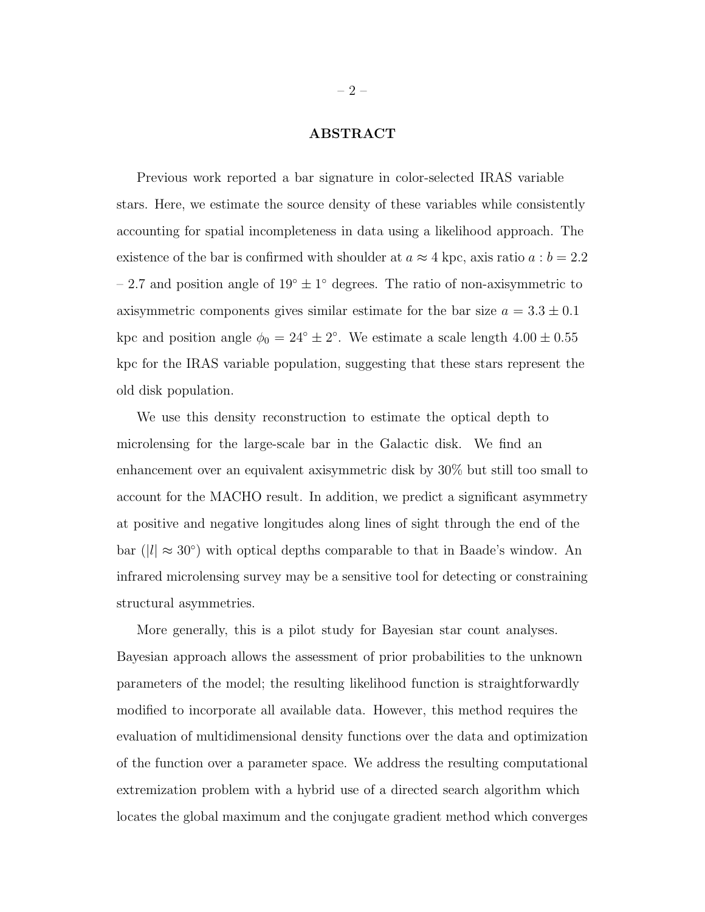## ABSTRACT

Previous work reported a bar signature in color-selected IRAS variable stars. Here, we estimate the source density of these variables while consistently accounting for spatial incompleteness in data using a likelihood approach. The existence of the bar is confirmed with shoulder at $a \approx 4$ kpc, axis ratio $a : b = 2.2$ – 2.7 and position angle of $19^\circ \pm 1^\circ$ degrees. The ratio of non-axisymmetric to axisymmetric components gives similar estimate for the bar size $a = 3.3 \pm 0.1$ kpc and position angle $\phi_0 = 24^\circ \pm 2^\circ$. We estimate a scale length $4.00 \pm 0.55$ kpc for the IRAS variable population, suggesting that these stars represent the old disk population.

We use this density reconstruction to estimate the optical depth to microlensing for the large-scale bar in the Galactic disk. We find an enhancement over an equivalent axisymmetric disk by 30% but still too small to account for the MACHO result. In addition, we predict a significant asymmetry at positive and negative longitudes along lines of sight through the end of the bar ($|l| \approx 30^\circ$) with optical depths comparable to that in Baade's window. An infrared microlensing survey may be a sensitive tool for detecting or constraining structural asymmetries.

More generally, this is a pilot study for Bayesian star count analyses. Bayesian approach allows the assessment of prior probabilities to the unknown parameters of the model; the resulting likelihood function is straightforwardly modified to incorporate all available data. However, this method requires the evaluation of multidimensional density functions over the data and optimization of the function over a parameter space. We address the resulting computational extremization problem with a hybrid use of a directed search algorithm which locates the global maximum and the conjugate gradient method which converges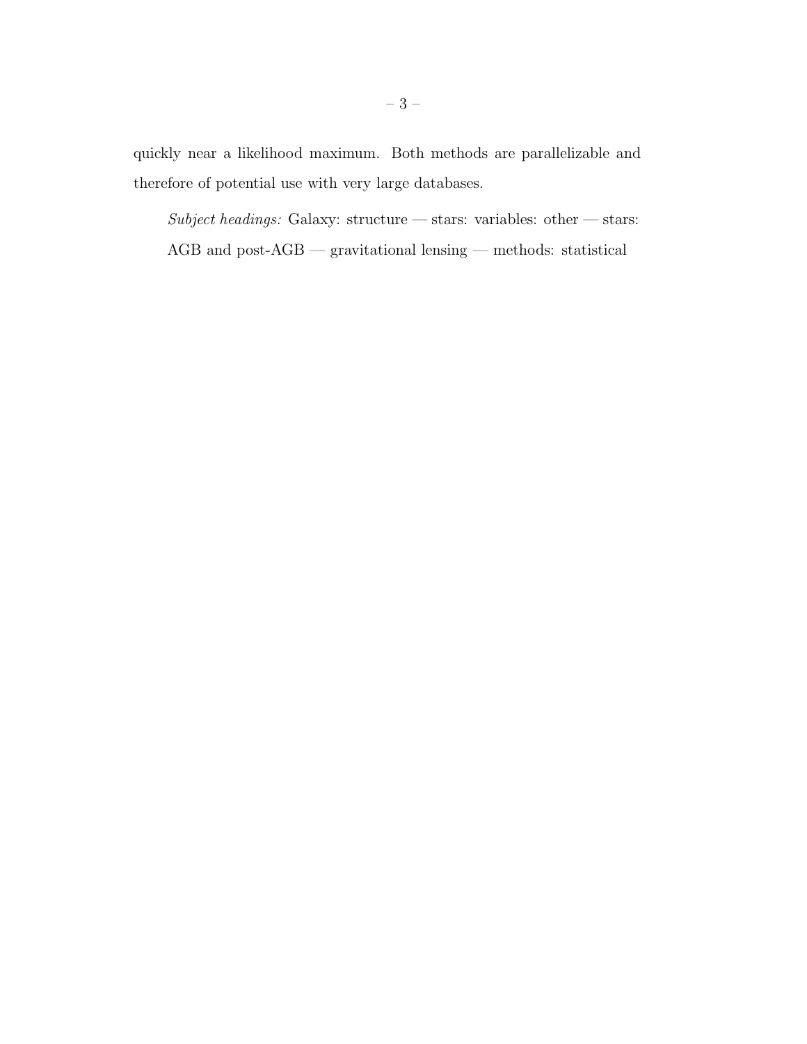quickly near a likelihood maximum. Both methods are parallelizable and therefore of potential use with very large databases.

*Subject headings:* Galaxy: structure — stars: variables: other — stars: AGB and post-AGB — gravitational lensing — methods: statistical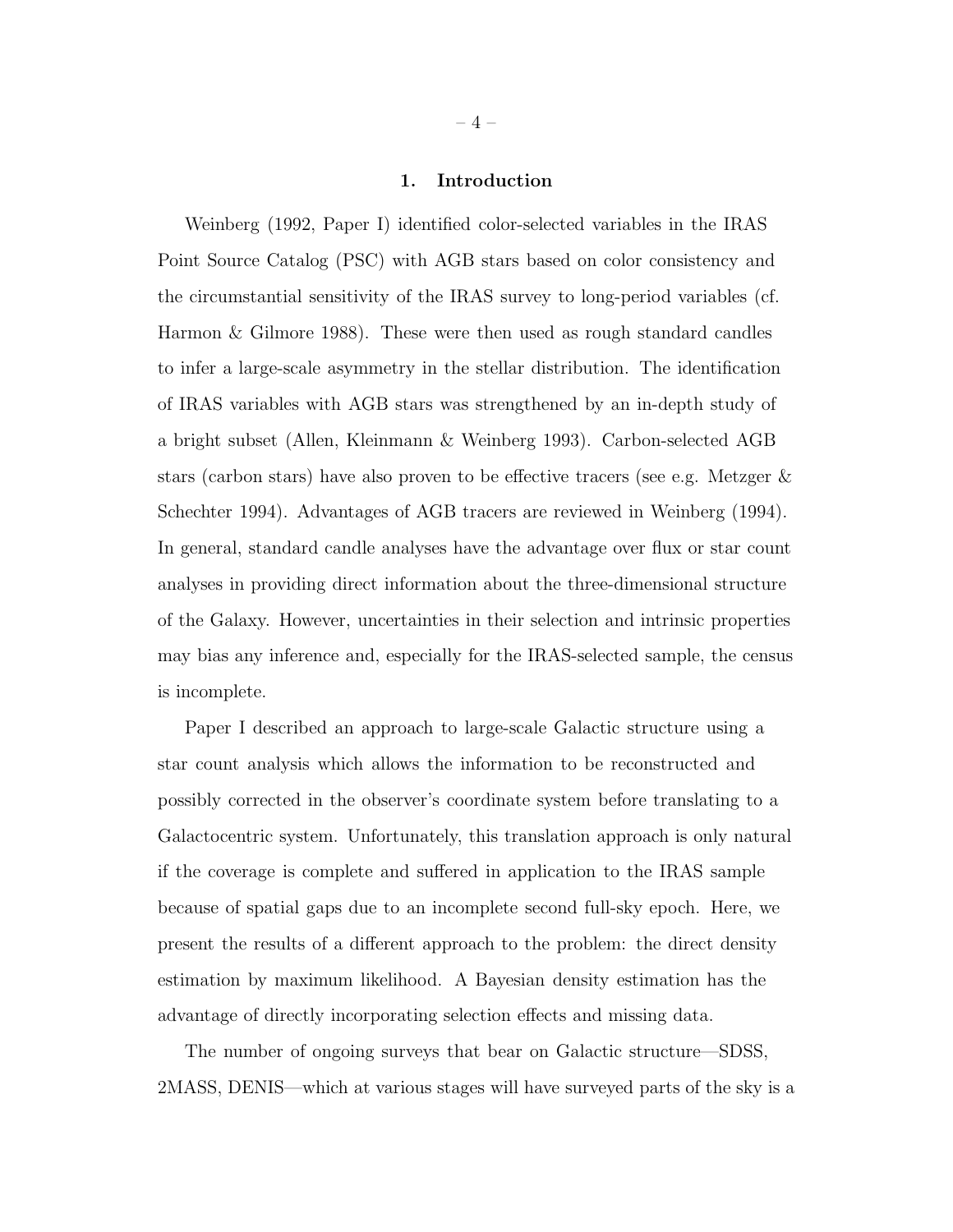## 1. Introduction

Weinberg (1992, Paper I) identified color-selected variables in the IRAS Point Source Catalog (PSC) with AGB stars based on color consistency and the circumstantial sensitivity of the IRAS survey to long-period variables (cf. Harmon & Gilmore 1988). These were then used as rough standard candles to infer a large-scale asymmetry in the stellar distribution. The identification of IRAS variables with AGB stars was strengthened by an in-depth study of a bright subset (Allen, Kleinmann & Weinberg 1993). Carbon-selected AGB stars (carbon stars) have also proven to be effective tracers (see e.g. Metzger & Schechter 1994). Advantages of AGB tracers are reviewed in Weinberg (1994). In general, standard candle analyses have the advantage over flux or star count analyses in providing direct information about the three-dimensional structure of the Galaxy. However, uncertainties in their selection and intrinsic properties may bias any inference and, especially for the IRAS-selected sample, the census is incomplete.

Paper I described an approach to large-scale Galactic structure using a star count analysis which allows the information to be reconstructed and possibly corrected in the observer's coordinate system before translating to a Galactocentric system. Unfortunately, this translation approach is only natural if the coverage is complete and suffered in application to the IRAS sample because of spatial gaps due to an incomplete second full-sky epoch. Here, we present the results of a different approach to the problem: the direct density estimation by maximum likelihood. A Bayesian density estimation has the advantage of directly incorporating selection effects and missing data.

The number of ongoing surveys that bear on Galactic structure—SDSS, 2MASS, DENIS—which at various stages will have surveyed parts of the sky is a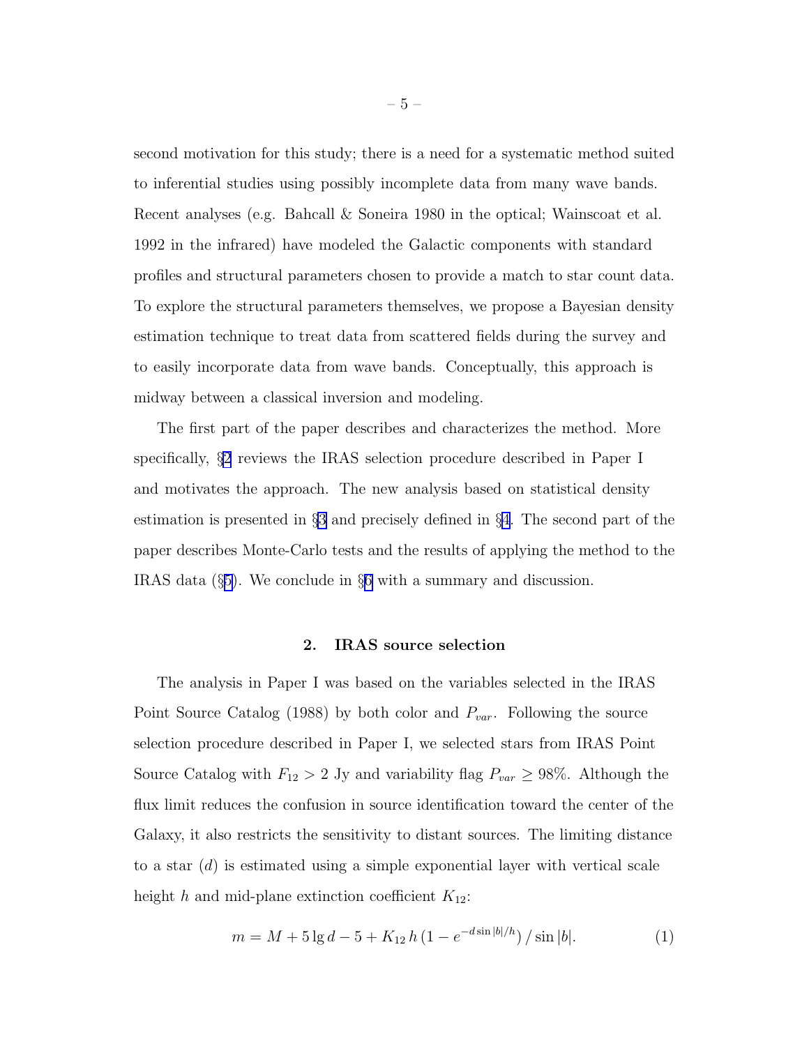second motivation for this study; there is a need for a systematic method suited to inferential studies using possibly incomplete data from many wave bands. Recent analyses (e.g. Bahcall & Soneira 1980 in the optical; Wainscoat et al. 1992 in the infrared) have modeled the Galactic components with standard profiles and structural parameters chosen to provide a match to star count data. To explore the structural parameters themselves, we propose a Bayesian density estimation technique to treat data from scattered fields during the survey and to easily incorporate data from wave bands. Conceptually, this approach is midway between a classical inversion and modeling.

The first part of the paper describes and characterizes the method. More specifically, §2 reviews the IRAS selection procedure described in Paper I and motivates the approach. The new analysis based on statistical density estimation is presented in §3 and precisely defined in §4. The second part of the paper describes Monte-Carlo tests and the results of applying the method to the IRAS data (§5). We conclude in §6 with a summary and discussion.

## 2. IRAS source selection

The analysis in Paper I was based on the variables selected in the IRAS Point Source Catalog (1988) by both color and $P_{var}$. Following the source selection procedure described in Paper I, we selected stars from IRAS Point Source Catalog with $F_{12} > 2$ Jy and variability flag $P_{var} \geq 98\%$. Although the flux limit reduces the confusion in source identification toward the center of the Galaxy, it also restricts the sensitivity to distant sources. The limiting distance to a star ($d$) is estimated using a simple exponential layer with vertical scale height $h$ and mid-plane extinction coefficient $K_{12}$:

$$m = M + 5 \lg d - 5 + K_{12}\, h \,(1 - e^{-d \sin|b|/h}) \,/ \sin|b|. \tag{1}$$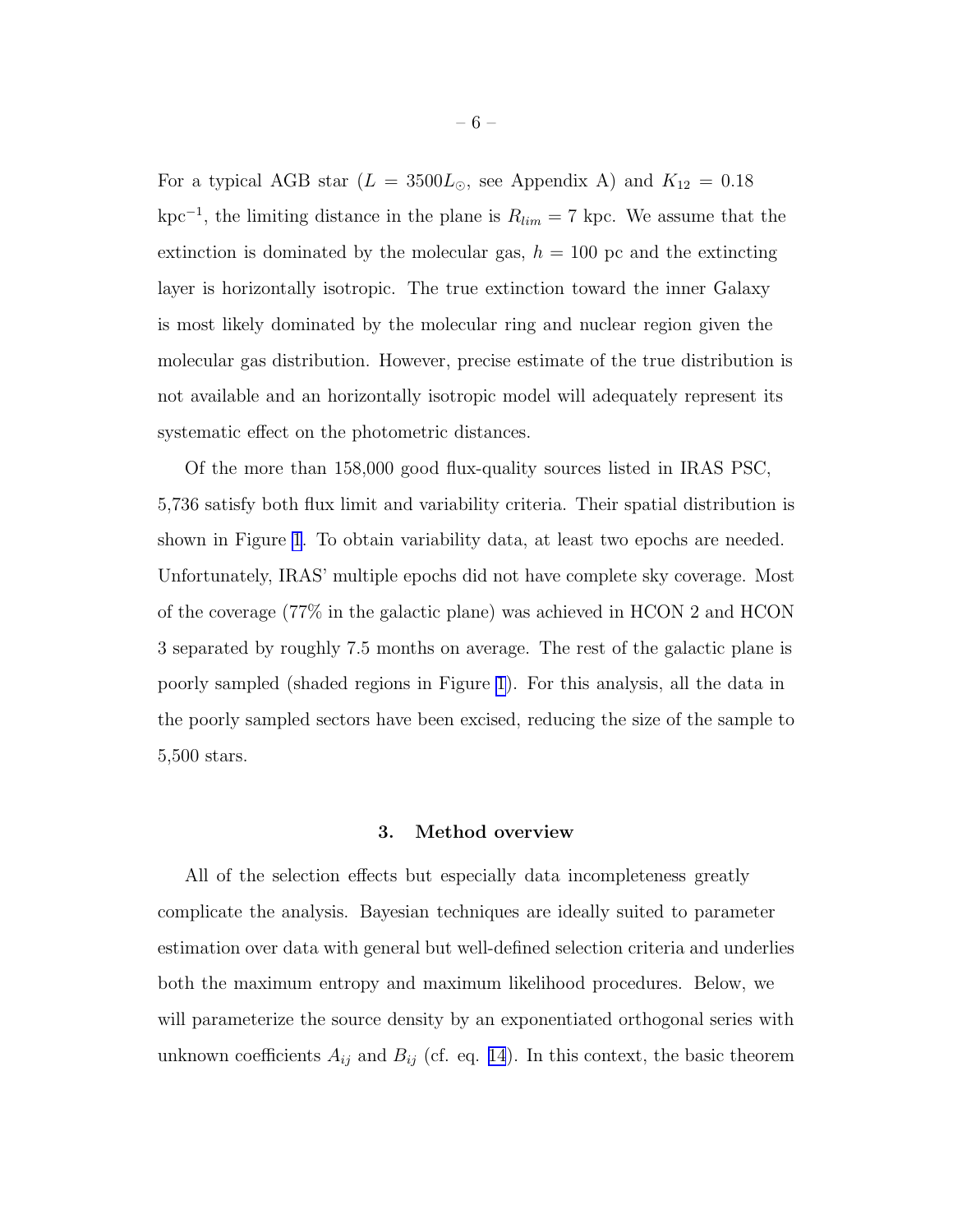For a typical AGB star ($L = 3500 L_\odot$, see Appendix A) and $K_{12} = 0.18$ kpc$^{-1}$, the limiting distance in the plane is $R_{lim} = 7$ kpc. We assume that the extinction is dominated by the molecular gas, $h = 100$ pc and the extincting layer is horizontally isotropic. The true extinction toward the inner Galaxy is most likely dominated by the molecular ring and nuclear region given the molecular gas distribution. However, precise estimate of the true distribution is not available and an horizontally isotropic model will adequately represent its systematic effect on the photometric distances.

Of the more than 158,000 good flux-quality sources listed in IRAS PSC, 5,736 satisfy both flux limit and variability criteria. Their spatial distribution is shown in Figure 1. To obtain variability data, at least two epochs are needed. Unfortunately, IRAS' multiple epochs did not have complete sky coverage. Most of the coverage (77% in the galactic plane) was achieved in HCON 2 and HCON 3 separated by roughly 7.5 months on average. The rest of the galactic plane is poorly sampled (shaded regions in Figure 1). For this analysis, all the data in the poorly sampled sectors have been excised, reducing the size of the sample to 5,500 stars.

## 3. Method overview

All of the selection effects but especially data incompleteness greatly complicate the analysis. Bayesian techniques are ideally suited to parameter estimation over data with general but well-defined selection criteria and underlies both the maximum entropy and maximum likelihood procedures. Below, we will parameterize the source density by an exponentiated orthogonal series with unknown coefficients $A_{ij}$ and $B_{ij}$ (cf. eq. 14). In this context, the basic theorem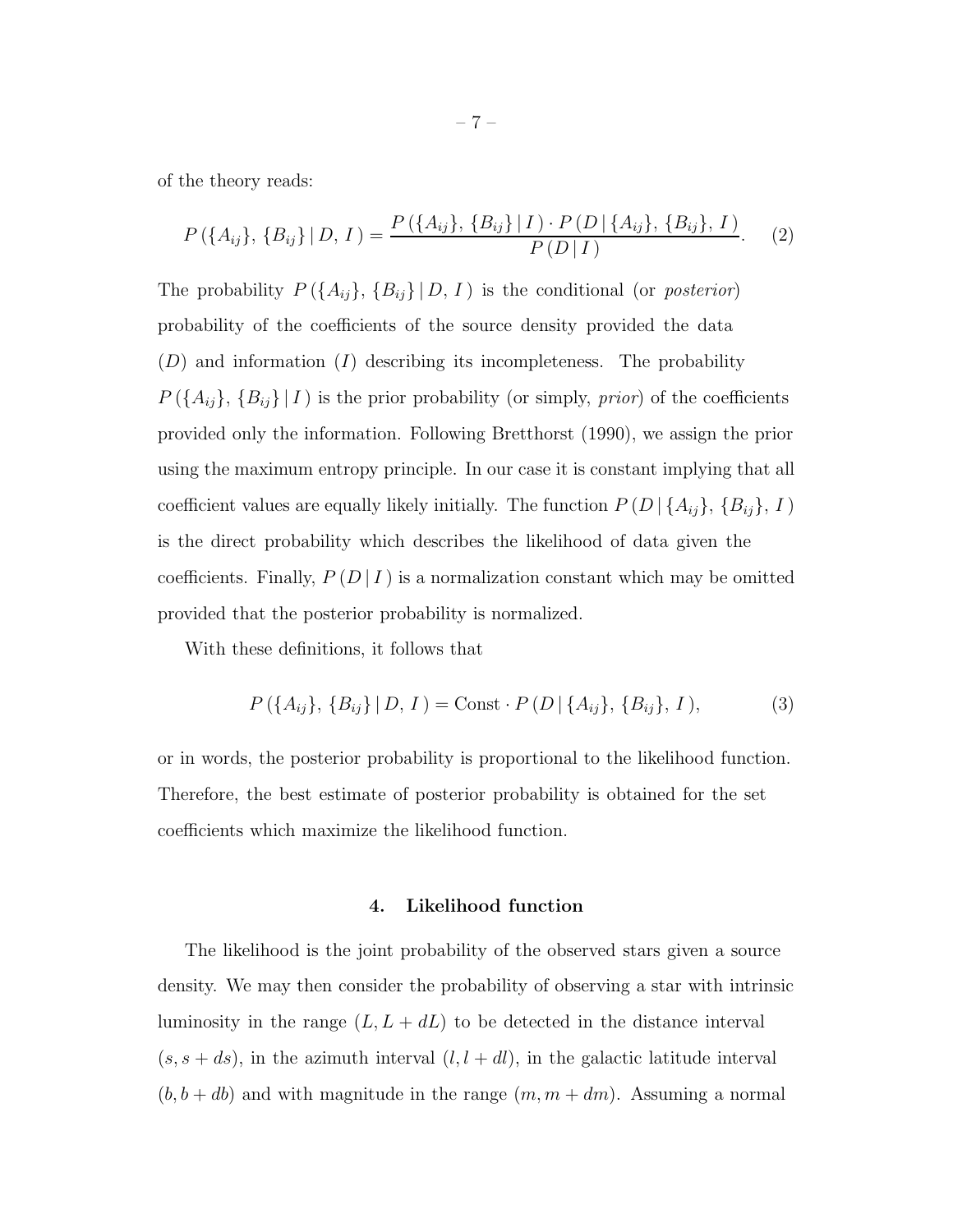of the theory reads:

$$P\left(\{A_{ij}\},\,\{B_{ij}\}\,|\,D,\,I\,\right) = \frac{P\left(\{A_{ij}\},\,\{B_{ij}\}\,|\,I\,\right)\cdot P\left(D\,|\,\{A_{ij}\},\,\{B_{ij}\},\,I\,\right)}{P\left(D\,|\,I\,\right)}. \qquad (2)$$

The probability $P\left(\{A_{ij}\},\,\{B_{ij}\}\,|\,D,\,I\,\right)$ is the conditional (or *posterior*) probability of the coefficients of the source density provided the data ($D$) and information ($I$) describing its incompleteness. The probability $P\left(\{A_{ij}\},\,\{B_{ij}\}\,|\,I\,\right)$ is the prior probability (or simply, *prior*) of the coefficients provided only the information. Following Bretthorst (1990), we assign the prior using the maximum entropy principle. In our case it is constant implying that all coefficient values are equally likely initially. The function $P\left(D\,|\,\{A_{ij}\},\,\{B_{ij}\},\,I\,\right)$ is the direct probability which describes the likelihood of data given the coefficients. Finally, $P\left(D\,|\,I\,\right)$ is a normalization constant which may be omitted provided that the posterior probability is normalized.

With these definitions, it follows that

$$P\left(\{A_{ij}\},\,\{B_{ij}\}\,|\,D,\,I\,\right) = \text{Const}\cdot P\left(D\,|\,\{A_{ij}\},\,\{B_{ij}\},\,I\,\right), \qquad (3)$$

or in words, the posterior probability is proportional to the likelihood function. Therefore, the best estimate of posterior probability is obtained for the set coefficients which maximize the likelihood function.

## 4. Likelihood function

The likelihood is the joint probability of the observed stars given a source density. We may then consider the probability of observing a star with intrinsic luminosity in the range $(L, L + dL)$ to be detected in the distance interval $(s, s + ds)$, in the azimuth interval $(l, l + dl)$, in the galactic latitude interval $(b, b + db)$ and with magnitude in the range $(m, m + dm)$. Assuming a normal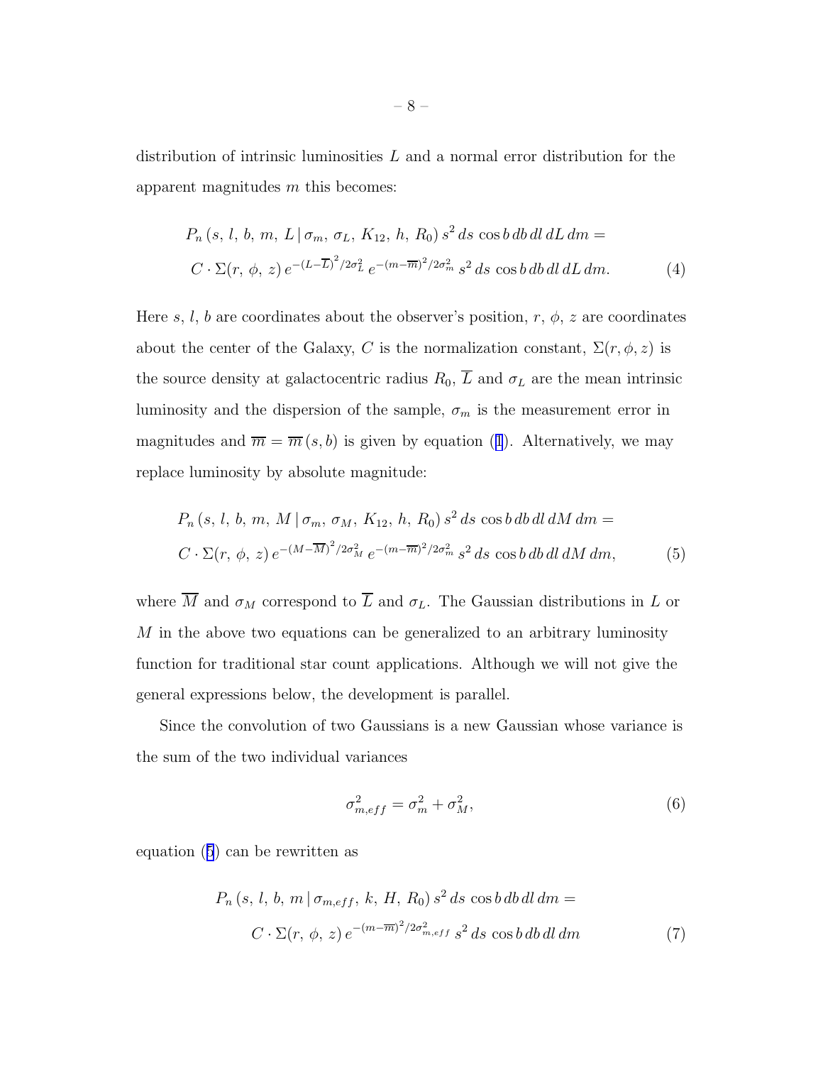distribution of intrinsic luminosities $L$ and a normal error distribution for the apparent magnitudes $m$ this becomes:

$$
\begin{aligned}
&P_n\left(s,\, l,\, b,\, m,\, L \,|\, \sigma_m,\, \sigma_L,\, K_{12},\, h,\, R_0\right) s^2\, ds\, \cos b\, db\, dl\, dL\, dm = \\
&C \cdot \Sigma(r,\, \phi,\, z)\, e^{-(L-\overline{L})^2/2\sigma_L^2}\, e^{-(m-\overline{m})^2/2\sigma_m^2}\, s^2\, ds\, \cos b\, db\, dl\, dL\, dm.
\end{aligned}
\tag{4}
$$

Here $s$, $l$, $b$ are coordinates about the observer's position, $r$, $\phi$, $z$ are coordinates about the center of the Galaxy, $C$ is the normalization constant, $\Sigma(r, \phi, z)$ is the source density at galactocentric radius $R_0$, $\overline{L}$ and $\sigma_L$ are the mean intrinsic luminosity and the dispersion of the sample, $\sigma_m$ is the measurement error in magnitudes and $\overline{m} = \overline{m}\,(s, b)$ is given by equation (1). Alternatively, we may replace luminosity by absolute magnitude:

$$
\begin{aligned}
&P_n\left(s,\, l,\, b,\, m,\, M \,|\, \sigma_m,\, \sigma_M,\, K_{12},\, h,\, R_0\right) s^2\, ds\, \cos b\, db\, dl\, dM\, dm = \\
&C \cdot \Sigma(r,\, \phi,\, z)\, e^{-(M-\overline{M})^2/2\sigma_M^2}\, e^{-(m-\overline{m})^2/2\sigma_m^2}\, s^2\, ds\, \cos b\, db\, dl\, dM\, dm,
\end{aligned}
\tag{5}
$$

where $\overline{M}$ and $\sigma_M$ correspond to $\overline{L}$ and $\sigma_L$. The Gaussian distributions in $L$ or $M$ in the above two equations can be generalized to an arbitrary luminosity function for traditional star count applications. Although we will not give the general expressions below, the development is parallel.

Since the convolution of two Gaussians is a new Gaussian whose variance is the sum of the two individual variances

$$
\sigma_{m,eff}^2 = \sigma_m^2 + \sigma_M^2,
\tag{6}
$$

equation (5) can be rewritten as

$$
\begin{aligned}
&P_n\left(s,\, l,\, b,\, m \,|\, \sigma_{m,eff},\, k,\, H,\, R_0\right) s^2\, ds\, \cos b\, db\, dl\, dm = \\
&C \cdot \Sigma(r,\, \phi,\, z)\, e^{-(m-\overline{m})^2/2\sigma_{m,eff}^2}\, s^2\, ds\, \cos b\, db\, dl\, dm
\end{aligned}
\tag{7}
$$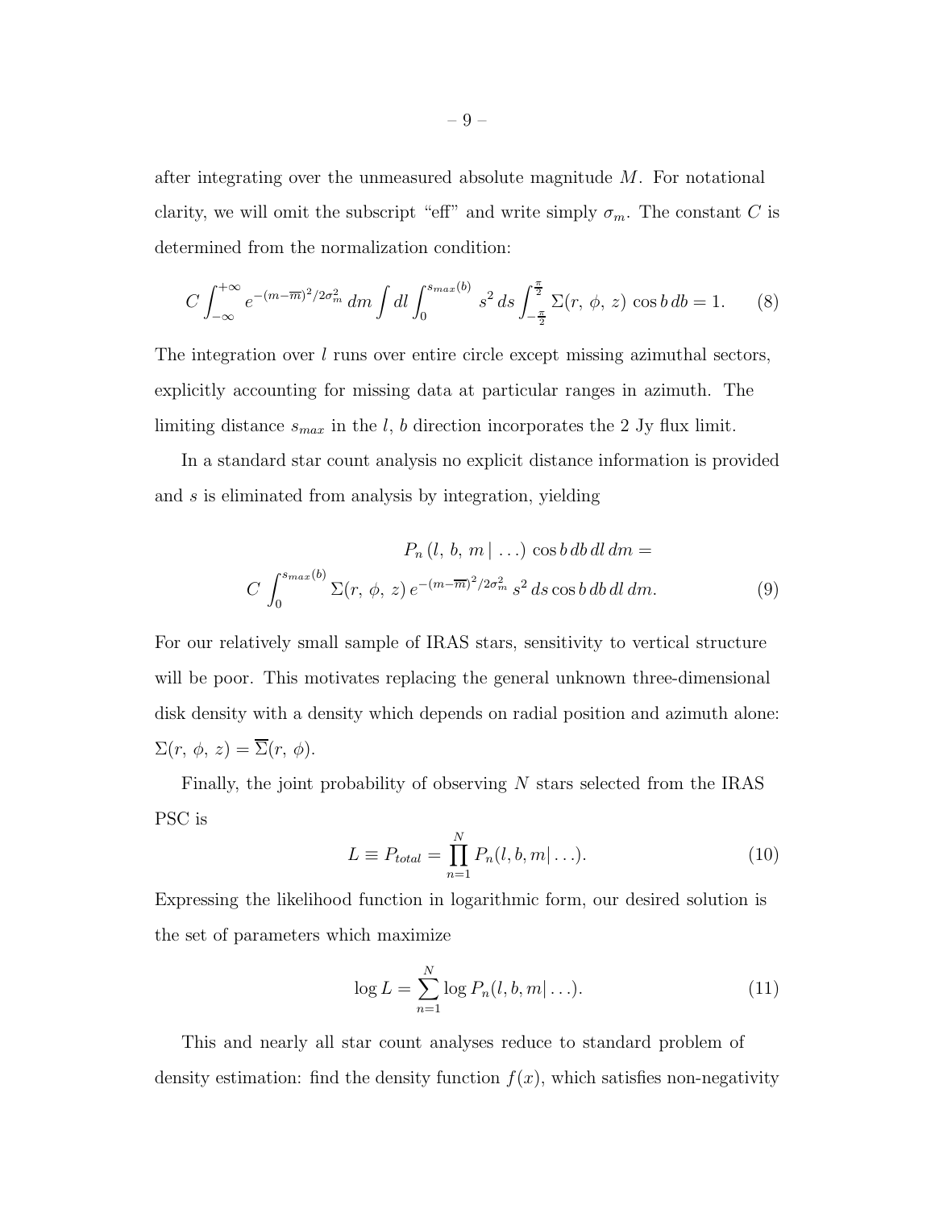after integrating over the unmeasured absolute magnitude $M$. For notational clarity, we will omit the subscript "eff" and write simply $\sigma_m$. The constant $C$ is determined from the normalization condition:

$$C \int_{-\infty}^{+\infty} e^{-(m-\overline{m})^2/2\sigma_m^2} \, dm \int dl \int_0^{s_{max}(b)} s^2 \, ds \int_{-\frac{\pi}{2}}^{\frac{\pi}{2}} \Sigma(r,\,\phi,\,z) \, \cos b \, db = 1. \qquad (8)$$

The integration over $l$ runs over entire circle except missing azimuthal sectors, explicitly accounting for missing data at particular ranges in azimuth. The limiting distance $s_{max}$ in the $l$, $b$ direction incorporates the 2 Jy flux limit.

In a standard star count analysis no explicit distance information is provided and $s$ is eliminated from analysis by integration, yielding

$$P_n\,(l,\,b,\,m\,|\,\ldots) \cos b \, db \, dl \, dm =$$
$$C \int_0^{s_{max}(b)} \Sigma(r,\,\phi,\,z) \, e^{-(m-\overline{m})^2/2\sigma_m^2} \, s^2 \, ds \cos b \, db \, dl \, dm. \qquad (9)$$

For our relatively small sample of IRAS stars, sensitivity to vertical structure will be poor. This motivates replacing the general unknown three-dimensional disk density with a density which depends on radial position and azimuth alone: $\Sigma(r,\,\phi,\,z) = \overline{\Sigma}(r,\,\phi)$.

Finally, the joint probability of observing $N$ stars selected from the IRAS PSC is

$$L \equiv P_{total} = \prod_{n=1}^{N} P_n(l, b, m|\ldots). \qquad (10)$$

Expressing the likelihood function in logarithmic form, our desired solution is the set of parameters which maximize

$$\log L = \sum_{n=1}^{N} \log P_n(l, b, m|\ldots). \qquad (11)$$

This and nearly all star count analyses reduce to standard problem of density estimation: find the density function $f(x)$, which satisfies non-negativity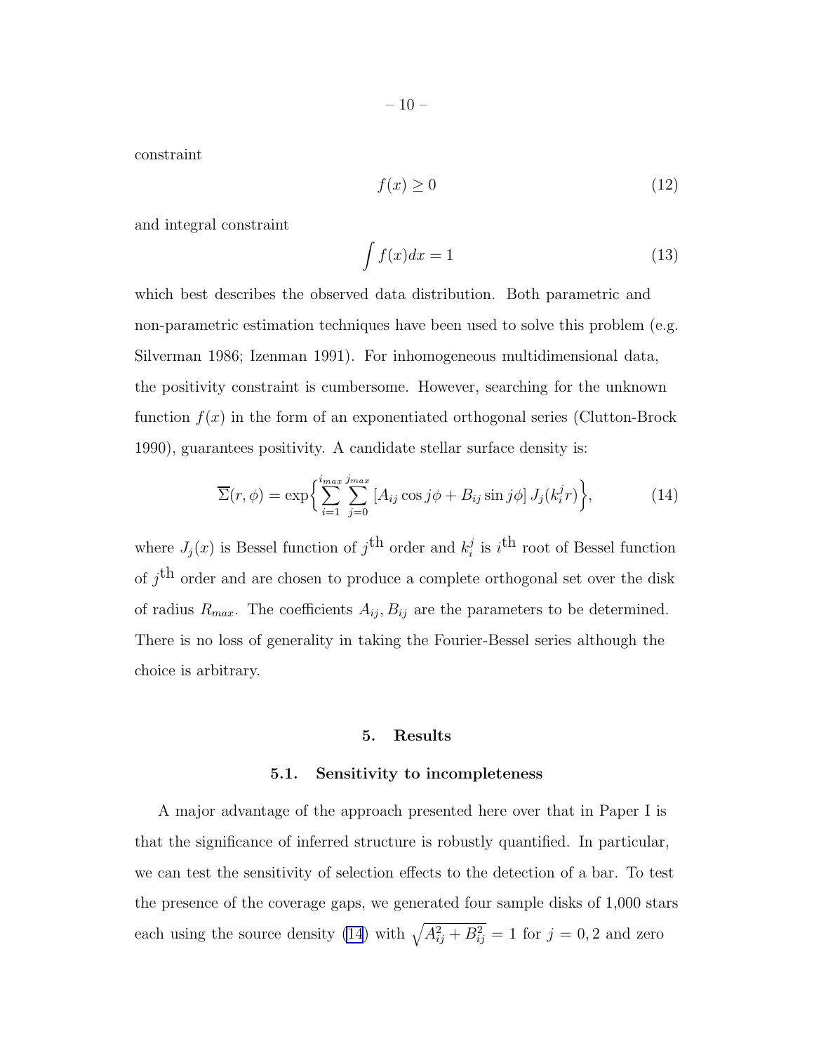constraint

$$f(x) \geq 0 \tag{12}$$

and integral constraint

$$\int f(x)dx = 1 \tag{13}$$

which best describes the observed data distribution. Both parametric and non-parametric estimation techniques have been used to solve this problem (e.g. Silverman 1986; Izenman 1991). For inhomogeneous multidimensional data, the positivity constraint is cumbersome. However, searching for the unknown function $f(x)$ in the form of an exponentiated orthogonal series (Clutton-Brock 1990), guarantees positivity. A candidate stellar surface density is:

$$\overline{\Sigma}(r, \phi) = \exp\left\{\sum_{i=1}^{i_{max}} \sum_{j=0}^{j_{max}} \left[A_{ij} \cos j\phi + B_{ij} \sin j\phi\right] J_j(k_i^j r)\right\}, \tag{14}$$

where $J_j(x)$ is Bessel function of $j^{\text{th}}$ order and $k_i^j$ is $i^{\text{th}}$ root of Bessel function of $j^{\text{th}}$ order and are chosen to produce a complete orthogonal set over the disk of radius $R_{max}$. The coefficients $A_{ij}, B_{ij}$ are the parameters to be determined. There is no loss of generality in taking the Fourier-Bessel series although the choice is arbitrary.

## 5. Results

### 5.1. Sensitivity to incompleteness

A major advantage of the approach presented here over that in Paper I is that the significance of inferred structure is robustly quantified. In particular, we can test the sensitivity of selection effects to the detection of a bar. To test the presence of the coverage gaps, we generated four sample disks of 1,000 stars each using the source density (14) with $\sqrt{A_{ij}^2 + B_{ij}^2} = 1$ for $j = 0, 2$ and zero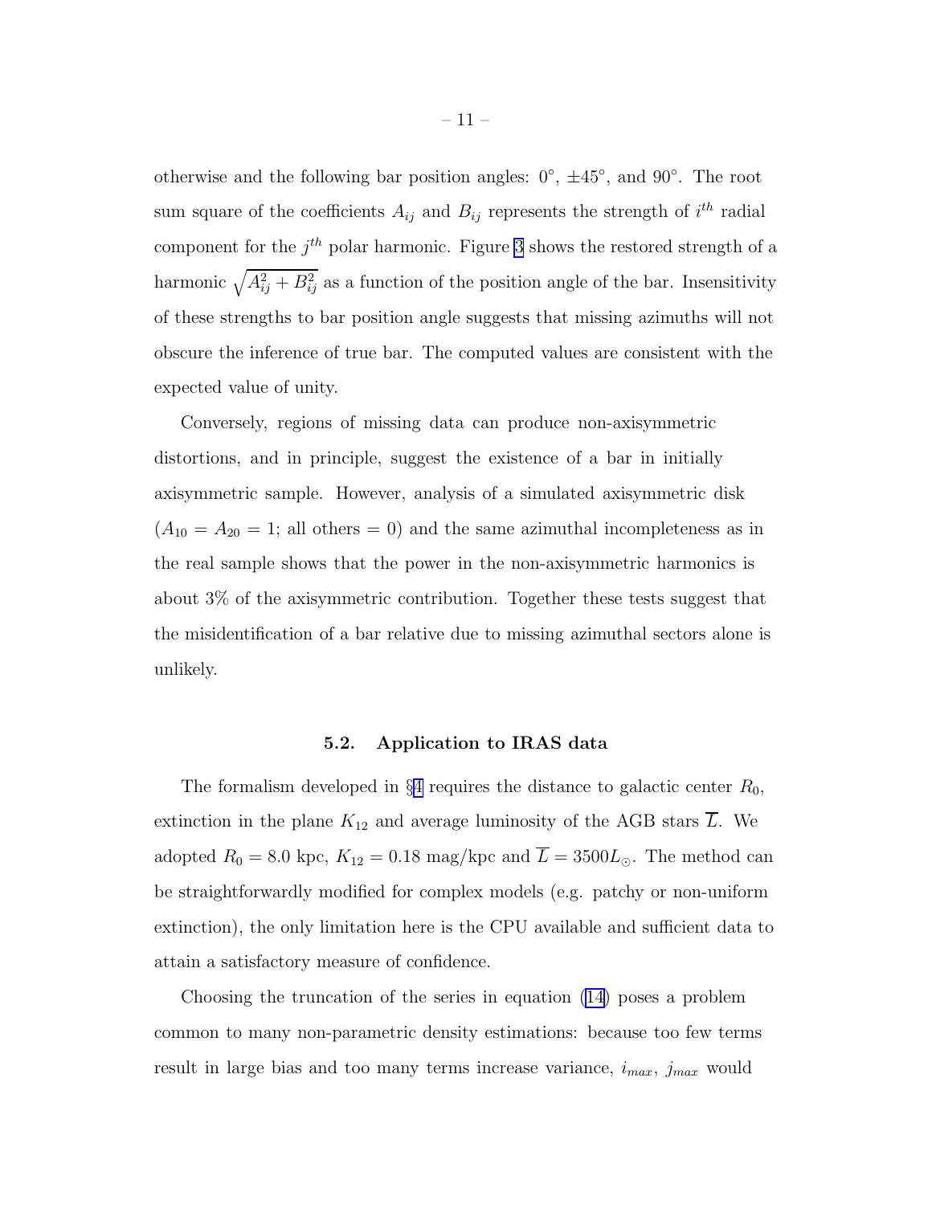otherwise and the following bar position angles: 0°, ±45°, and 90°. The root sum square of the coefficients $A_{ij}$ and $B_{ij}$ represents the strength of $i^{th}$ radial component for the $j^{th}$ polar harmonic. Figure 3 shows the restored strength of a harmonic $\sqrt{A_{ij}^2 + B_{ij}^2}$ as a function of the position angle of the bar. Insensitivity of these strengths to bar position angle suggests that missing azimuths will not obscure the inference of true bar. The computed values are consistent with the expected value of unity.

Conversely, regions of missing data can produce non-axisymmetric distortions, and in principle, suggest the existence of a bar in initially axisymmetric sample. However, analysis of a simulated axisymmetric disk ($A_{10} = A_{20} = 1$; all others = 0) and the same azimuthal incompleteness as in the real sample shows that the power in the non-axisymmetric harmonics is about 3% of the axisymmetric contribution. Together these tests suggest that the misidentification of a bar relative due to missing azimuthal sectors alone is unlikely.

### 5.2. Application to IRAS data

The formalism developed in §4 requires the distance to galactic center $R_0$, extinction in the plane $K_{12}$ and average luminosity of the AGB stars $\overline{L}$. We adopted $R_0 = 8.0$ kpc, $K_{12} = 0.18$ mag/kpc and $\overline{L} = 3500 L_{\odot}$. The method can be straightforwardly modified for complex models (e.g. patchy or non-uniform extinction), the only limitation here is the CPU available and sufficient data to attain a satisfactory measure of confidence.

Choosing the truncation of the series in equation (14) poses a problem common to many non-parametric density estimations: because too few terms result in large bias and too many terms increase variance, $i_{max}$, $j_{max}$ would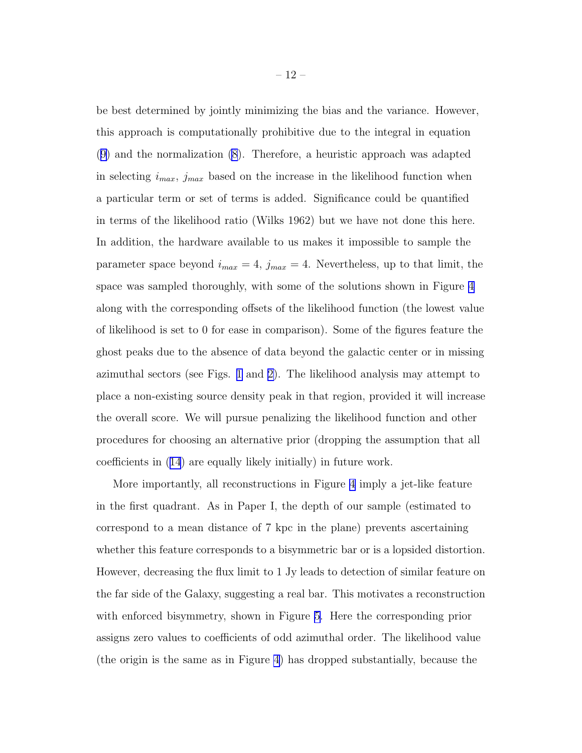be best determined by jointly minimizing the bias and the variance. However, this approach is computationally prohibitive due to the integral in equation (9) and the normalization (8). Therefore, a heuristic approach was adapted in selecting $i_{max}$, $j_{max}$ based on the increase in the likelihood function when a particular term or set of terms is added. Significance could be quantified in terms of the likelihood ratio (Wilks 1962) but we have not done this here. In addition, the hardware available to us makes it impossible to sample the parameter space beyond $i_{max} = 4$, $j_{max} = 4$. Nevertheless, up to that limit, the space was sampled thoroughly, with some of the solutions shown in Figure 4 along with the corresponding offsets of the likelihood function (the lowest value of likelihood is set to 0 for ease in comparison). Some of the figures feature the ghost peaks due to the absence of data beyond the galactic center or in missing azimuthal sectors (see Figs. 1 and 2). The likelihood analysis may attempt to place a non-existing source density peak in that region, provided it will increase the overall score. We will pursue penalizing the likelihood function and other procedures for choosing an alternative prior (dropping the assumption that all coefficients in (14) are equally likely initially) in future work.

More importantly, all reconstructions in Figure 4 imply a jet-like feature in the first quadrant. As in Paper I, the depth of our sample (estimated to correspond to a mean distance of 7 kpc in the plane) prevents ascertaining whether this feature corresponds to a bisymmetric bar or is a lopsided distortion. However, decreasing the flux limit to 1 Jy leads to detection of similar feature on the far side of the Galaxy, suggesting a real bar. This motivates a reconstruction with enforced bisymmetry, shown in Figure 5. Here the corresponding prior assigns zero values to coefficients of odd azimuthal order. The likelihood value (the origin is the same as in Figure 4) has dropped substantially, because the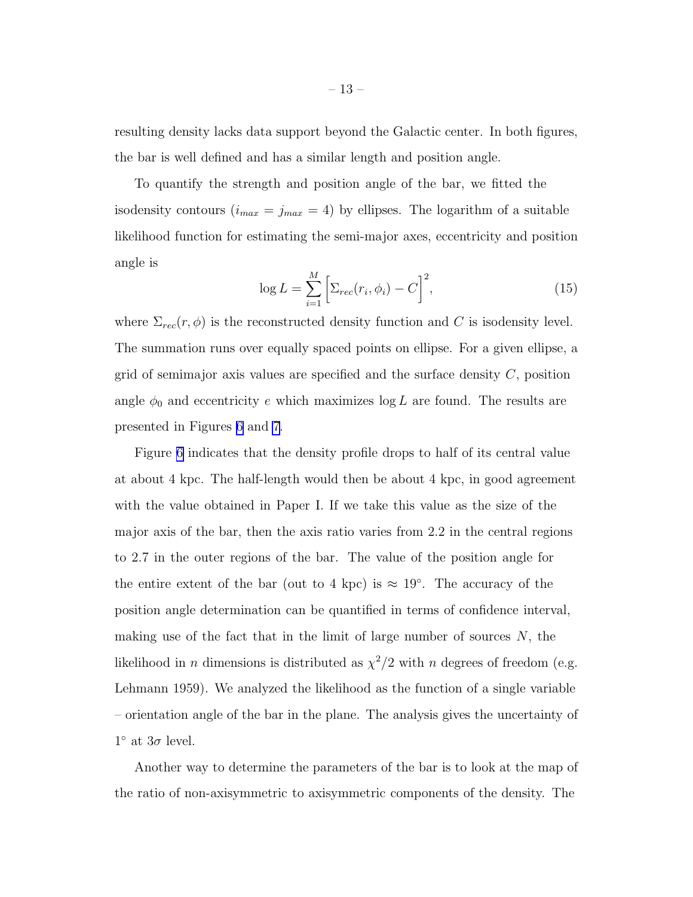resulting density lacks data support beyond the Galactic center. In both figures, the bar is well defined and has a similar length and position angle.

To quantify the strength and position angle of the bar, we fitted the isodensity contours ($i_{max} = j_{max} = 4$) by ellipses. The logarithm of a suitable likelihood function for estimating the semi-major axes, eccentricity and position angle is

$$\log L = \sum_{i=1}^{M} \Big[ \Sigma_{rec}(r_i, \phi_i) - C \Big]^2, \tag{15}$$

where $\Sigma_{rec}(r, \phi)$ is the reconstructed density function and $C$ is isodensity level. The summation runs over equally spaced points on ellipse. For a given ellipse, a grid of semimajor axis values are specified and the surface density $C$, position angle $\phi_0$ and eccentricity $e$ which maximizes $\log L$ are found. The results are presented in Figures 6 and 7.

Figure 6 indicates that the density profile drops to half of its central value at about 4 kpc. The half-length would then be about 4 kpc, in good agreement with the value obtained in Paper I. If we take this value as the size of the major axis of the bar, then the axis ratio varies from 2.2 in the central regions to 2.7 in the outer regions of the bar. The value of the position angle for the entire extent of the bar (out to 4 kpc) is $\approx 19°$. The accuracy of the position angle determination can be quantified in terms of confidence interval, making use of the fact that in the limit of large number of sources $N$, the likelihood in $n$ dimensions is distributed as $\chi^2/2$ with $n$ degrees of freedom (e.g. Lehmann 1959). We analyzed the likelihood as the function of a single variable – orientation angle of the bar in the plane. The analysis gives the uncertainty of $1°$ at $3\sigma$ level.

Another way to determine the parameters of the bar is to look at the map of the ratio of non-axisymmetric to axisymmetric components of the density. The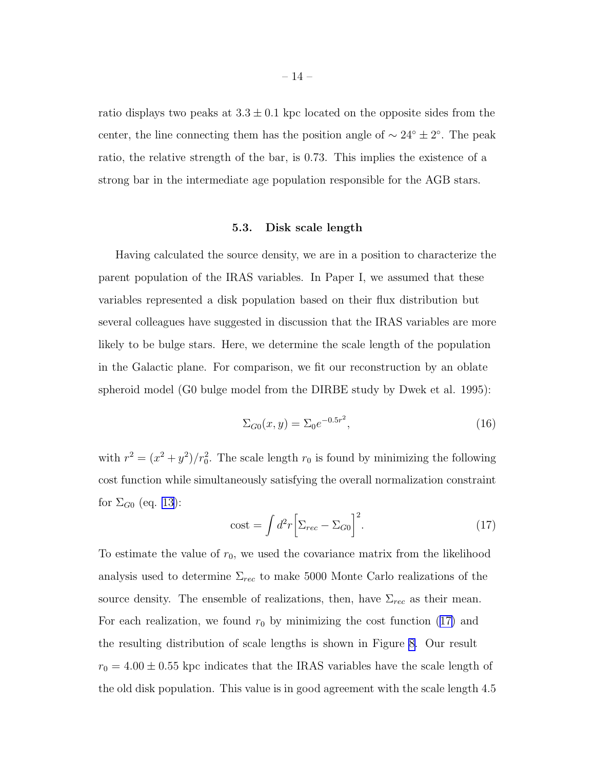ratio displays two peaks at $3.3 \pm 0.1$ kpc located on the opposite sides from the center, the line connecting them has the position angle of $\sim 24^\circ \pm 2^\circ$. The peak ratio, the relative strength of the bar, is 0.73. This implies the existence of a strong bar in the intermediate age population responsible for the AGB stars.

### 5.3. Disk scale length

Having calculated the source density, we are in a position to characterize the parent population of the IRAS variables. In Paper I, we assumed that these variables represented a disk population based on their flux distribution but several colleagues have suggested in discussion that the IRAS variables are more likely to be bulge stars. Here, we determine the scale length of the population in the Galactic plane. For comparison, we fit our reconstruction by an oblate spheroid model (G0 bulge model from the DIRBE study by Dwek et al. 1995):

$$\Sigma_{G0}(x, y) = \Sigma_0 e^{-0.5r^2}, \tag{16}$$

with $r^2 = (x^2 + y^2)/r_0^2$. The scale length $r_0$ is found by minimizing the following cost function while simultaneously satisfying the overall normalization constraint for $\Sigma_{G0}$ (eq. 13):

$$\text{cost} = \int d^2r \Big[\Sigma_{rec} - \Sigma_{G0}\Big]^2. \tag{17}$$

To estimate the value of $r_0$, we used the covariance matrix from the likelihood analysis used to determine $\Sigma_{rec}$ to make 5000 Monte Carlo realizations of the source density. The ensemble of realizations, then, have $\Sigma_{rec}$ as their mean. For each realization, we found $r_0$ by minimizing the cost function (17) and the resulting distribution of scale lengths is shown in Figure 8. Our result $r_0 = 4.00 \pm 0.55$ kpc indicates that the IRAS variables have the scale length of the old disk population. This value is in good agreement with the scale length 4.5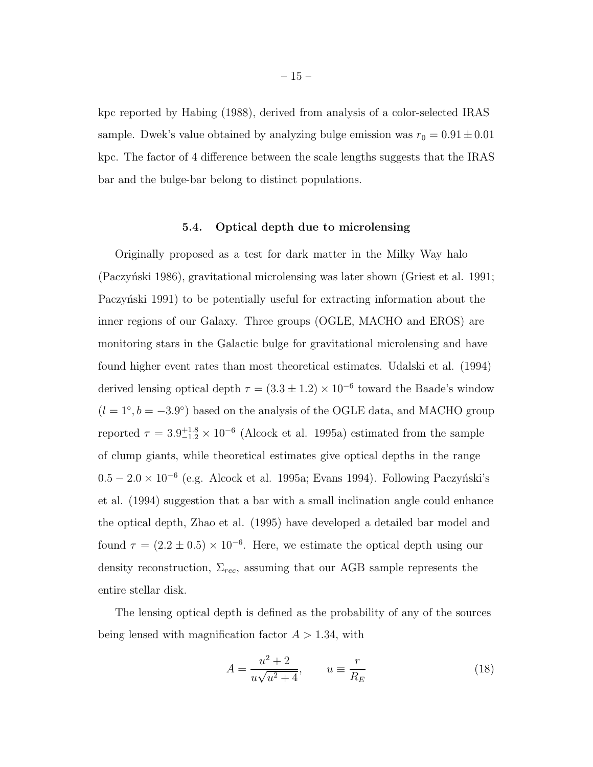kpc reported by Habing (1988), derived from analysis of a color-selected IRAS sample. Dwek's value obtained by analyzing bulge emission was $r_0 = 0.91 \pm 0.01$ kpc. The factor of 4 difference between the scale lengths suggests that the IRAS bar and the bulge-bar belong to distinct populations.

### 5.4. Optical depth due to microlensing

Originally proposed as a test for dark matter in the Milky Way halo (Paczyński 1986), gravitational microlensing was later shown (Griest et al. 1991; Paczyński 1991) to be potentially useful for extracting information about the inner regions of our Galaxy. Three groups (OGLE, MACHO and EROS) are monitoring stars in the Galactic bulge for gravitational microlensing and have found higher event rates than most theoretical estimates. Udalski et al. (1994) derived lensing optical depth $\tau = (3.3 \pm 1.2) \times 10^{-6}$ toward the Baade's window ($l = 1^\circ, b = -3.9^\circ$) based on the analysis of the OGLE data, and MACHO group reported $\tau = 3.9^{+1.8}_{-1.2} \times 10^{-6}$ (Alcock et al. 1995a) estimated from the sample of clump giants, while theoretical estimates give optical depths in the range $0.5 - 2.0 \times 10^{-6}$ (e.g. Alcock et al. 1995a; Evans 1994). Following Paczyński's et al. (1994) suggestion that a bar with a small inclination angle could enhance the optical depth, Zhao et al. (1995) have developed a detailed bar model and found $\tau = (2.2 \pm 0.5) \times 10^{-6}$. Here, we estimate the optical depth using our density reconstruction, $\Sigma_{rec}$, assuming that our AGB sample represents the entire stellar disk.

The lensing optical depth is defined as the probability of any of the sources being lensed with magnification factor $A > 1.34$, with

$$A = \frac{u^2 + 2}{u\sqrt{u^2 + 4}}, \qquad u \equiv \frac{r}{R_E} \tag{18}$$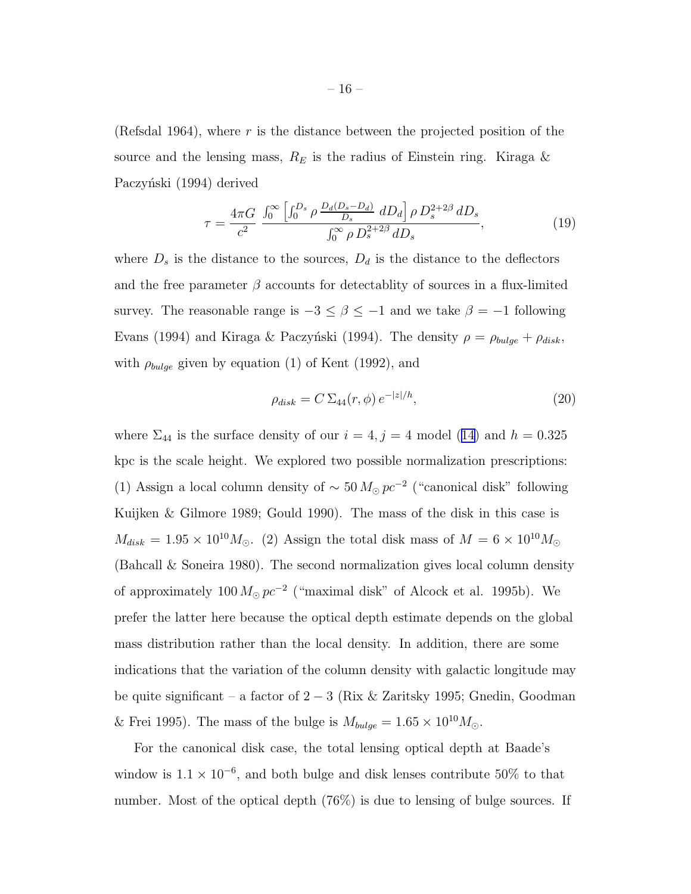(Refsdal 1964), where $r$ is the distance between the projected position of the source and the lensing mass, $R_E$ is the radius of Einstein ring. Kiraga & Paczyński (1994) derived

$$\tau = \frac{4\pi G}{c^2} \, \frac{\int_0^\infty \left[ \int_0^{D_s} \rho \, \frac{D_d (D_s - D_d)}{D_s} \, dD_d \right] \rho \, D_s^{2+2\beta} \, dD_s}{\int_0^\infty \rho \, D_s^{2+2\beta} \, dD_s}, \tag{19}$$

where $D_s$ is the distance to the sources, $D_d$ is the distance to the deflectors and the free parameter $\beta$ accounts for detectablity of sources in a flux-limited survey. The reasonable range is $-3 \leq \beta \leq -1$ and we take $\beta = -1$ following Evans (1994) and Kiraga & Paczyński (1994). The density $\rho = \rho_{bulge} + \rho_{disk}$, with $\rho_{bulge}$ given by equation (1) of Kent (1992), and

$$\rho_{disk} = C \, \Sigma_{44}(r, \phi) \, e^{-|z|/h}, \tag{20}$$

where $\Sigma_{44}$ is the surface density of our $i = 4, j = 4$ model (14) and $h = 0.325$ kpc is the scale height. We explored two possible normalization prescriptions: (1) Assign a local column density of $\sim 50 \, M_\odot \, pc^{-2}$ ("canonical disk" following Kuijken & Gilmore 1989; Gould 1990). The mass of the disk in this case is $M_{disk} = 1.95 \times 10^{10} M_\odot$. (2) Assign the total disk mass of $M = 6 \times 10^{10} M_\odot$ (Bahcall & Soneira 1980). The second normalization gives local column density of approximately $100 \, M_\odot \, pc^{-2}$ ("maximal disk" of Alcock et al. 1995b). We prefer the latter here because the optical depth estimate depends on the global mass distribution rather than the local density. In addition, there are some indications that the variation of the column density with galactic longitude may be quite significant – a factor of $2 - 3$ (Rix & Zaritsky 1995; Gnedin, Goodman & Frei 1995). The mass of the bulge is $M_{bulge} = 1.65 \times 10^{10} M_\odot$.

For the canonical disk case, the total lensing optical depth at Baade's window is $1.1 \times 10^{-6}$, and both bulge and disk lenses contribute 50% to that number. Most of the optical depth (76%) is due to lensing of bulge sources. If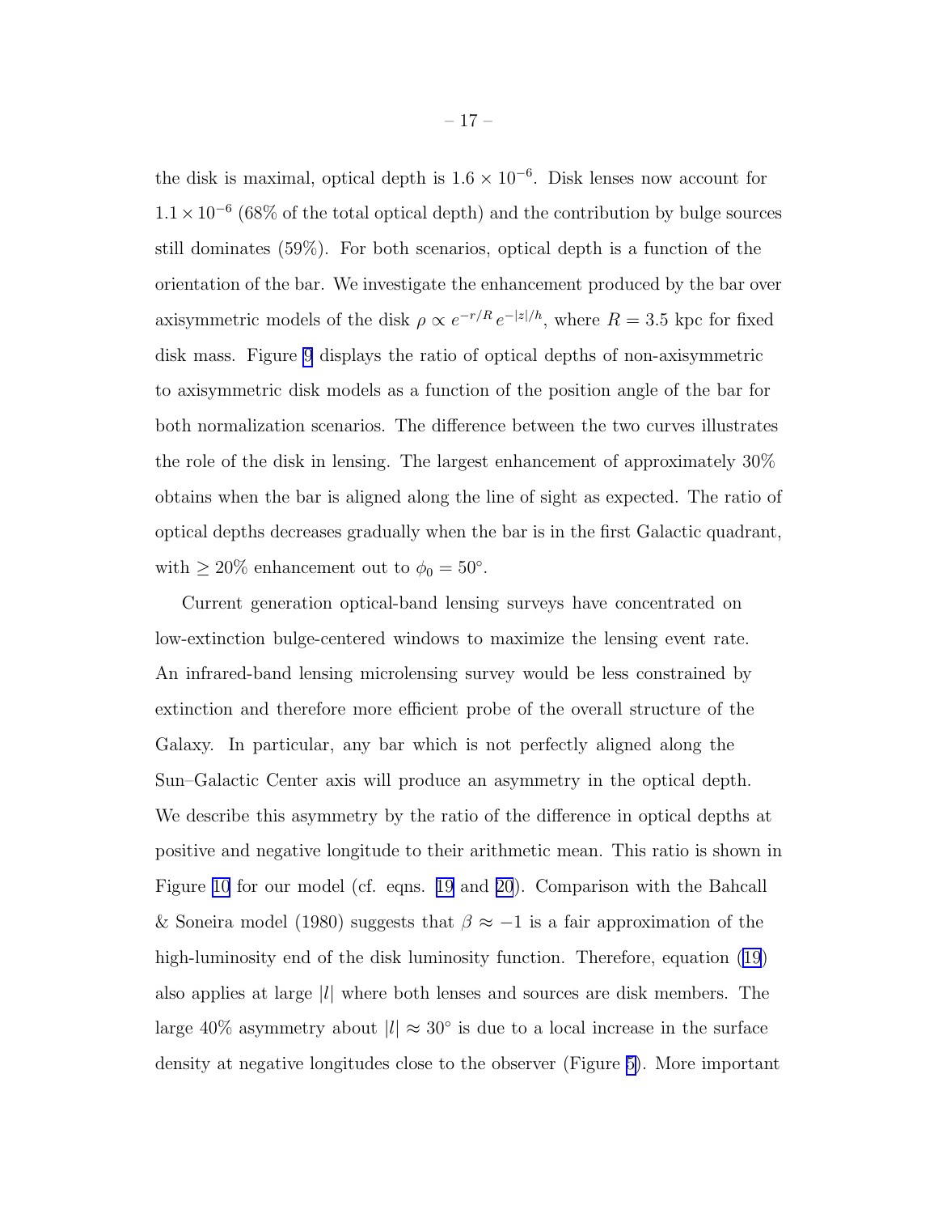the disk is maximal, optical depth is $1.6 \times 10^{-6}$. Disk lenses now account for $1.1 \times 10^{-6}$ (68% of the total optical depth) and the contribution by bulge sources still dominates (59%). For both scenarios, optical depth is a function of the orientation of the bar. We investigate the enhancement produced by the bar over axisymmetric models of the disk $\rho \propto e^{-r/R}\, e^{-|z|/h}$, where $R = 3.5$ kpc for fixed disk mass. Figure 9 displays the ratio of optical depths of non-axisymmetric to axisymmetric disk models as a function of the position angle of the bar for both normalization scenarios. The difference between the two curves illustrates the role of the disk in lensing. The largest enhancement of approximately 30% obtains when the bar is aligned along the line of sight as expected. The ratio of optical depths decreases gradually when the bar is in the first Galactic quadrant, with $\geq 20\%$ enhancement out to $\phi_0 = 50°$.

Current generation optical-band lensing surveys have concentrated on low-extinction bulge-centered windows to maximize the lensing event rate. An infrared-band lensing microlensing survey would be less constrained by extinction and therefore more efficient probe of the overall structure of the Galaxy. In particular, any bar which is not perfectly aligned along the Sun–Galactic Center axis will produce an asymmetry in the optical depth. We describe this asymmetry by the ratio of the difference in optical depths at positive and negative longitude to their arithmetic mean. This ratio is shown in Figure 10 for our model (cf. eqns. 19 and 20). Comparison with the Bahcall & Soneira model (1980) suggests that $\beta \approx -1$ is a fair approximation of the high-luminosity end of the disk luminosity function. Therefore, equation (19) also applies at large $|l|$ where both lenses and sources are disk members. The large 40% asymmetry about $|l| \approx 30°$ is due to a local increase in the surface density at negative longitudes close to the observer (Figure 5). More important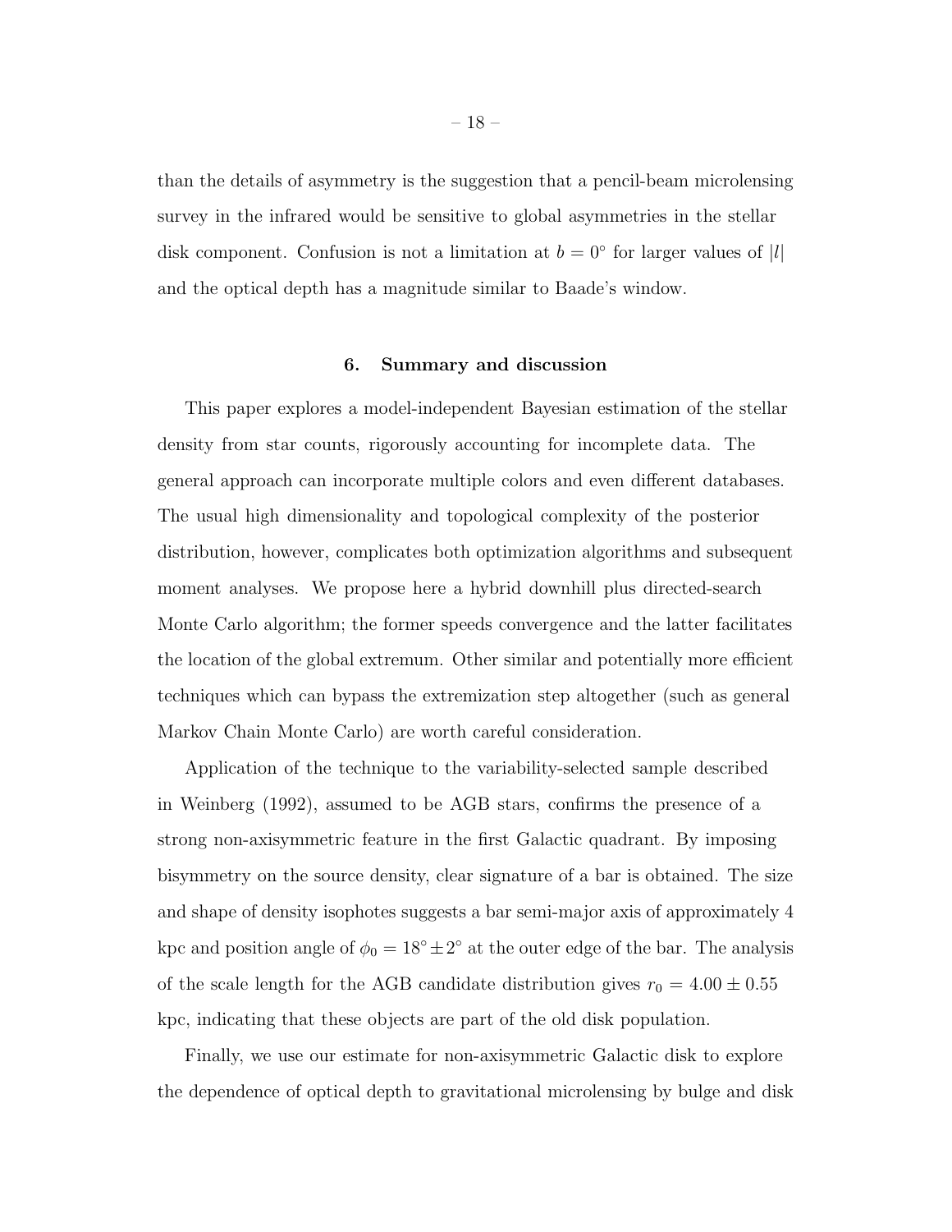than the details of asymmetry is the suggestion that a pencil-beam microlensing survey in the infrared would be sensitive to global asymmetries in the stellar disk component. Confusion is not a limitation at $b = 0^\circ$ for larger values of $|l|$ and the optical depth has a magnitude similar to Baade's window.

## 6. Summary and discussion

This paper explores a model-independent Bayesian estimation of the stellar density from star counts, rigorously accounting for incomplete data. The general approach can incorporate multiple colors and even different databases. The usual high dimensionality and topological complexity of the posterior distribution, however, complicates both optimization algorithms and subsequent moment analyses. We propose here a hybrid downhill plus directed-search Monte Carlo algorithm; the former speeds convergence and the latter facilitates the location of the global extremum. Other similar and potentially more efficient techniques which can bypass the extremization step altogether (such as general Markov Chain Monte Carlo) are worth careful consideration.

Application of the technique to the variability-selected sample described in Weinberg (1992), assumed to be AGB stars, confirms the presence of a strong non-axisymmetric feature in the first Galactic quadrant. By imposing bisymmetry on the source density, clear signature of a bar is obtained. The size and shape of density isophotes suggests a bar semi-major axis of approximately 4 kpc and position angle of $\phi_0 = 18^\circ \pm 2^\circ$ at the outer edge of the bar. The analysis of the scale length for the AGB candidate distribution gives $r_0 = 4.00 \pm 0.55$ kpc, indicating that these objects are part of the old disk population.

Finally, we use our estimate for non-axisymmetric Galactic disk to explore the dependence of optical depth to gravitational microlensing by bulge and disk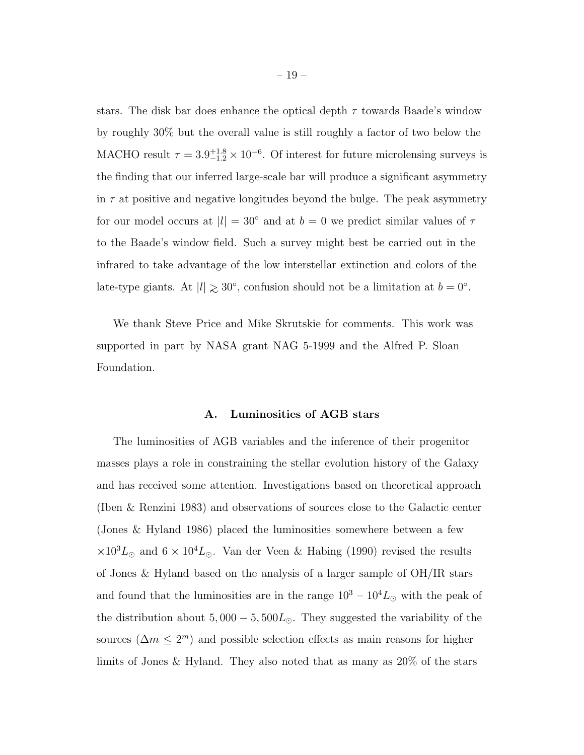stars. The disk bar does enhance the optical depth $\tau$ towards Baade's window by roughly 30% but the overall value is still roughly a factor of two below the MACHO result $\tau = 3.9^{+1.8}_{-1.2} \times 10^{-6}$. Of interest for future microlensing surveys is the finding that our inferred large-scale bar will produce a significant asymmetry in $\tau$ at positive and negative longitudes beyond the bulge. The peak asymmetry for our model occurs at $|l| = 30^\circ$ and at $b = 0$ we predict similar values of $\tau$ to the Baade's window field. Such a survey might best be carried out in the infrared to take advantage of the low interstellar extinction and colors of the late-type giants. At $|l| \gtrsim 30^\circ$, confusion should not be a limitation at $b = 0^\circ$.

We thank Steve Price and Mike Skrutskie for comments. This work was supported in part by NASA grant NAG 5-1999 and the Alfred P. Sloan Foundation.

## A. Luminosities of AGB stars

The luminosities of AGB variables and the inference of their progenitor masses plays a role in constraining the stellar evolution history of the Galaxy and has received some attention. Investigations based on theoretical approach (Iben & Renzini 1983) and observations of sources close to the Galactic center (Jones & Hyland 1986) placed the luminosities somewhere between a few $\times 10^3 L_\odot$ and $6 \times 10^4 L_\odot$. Van der Veen & Habing (1990) revised the results of Jones & Hyland based on the analysis of a larger sample of OH/IR stars and found that the luminosities are in the range $10^3$ – $10^4 L_\odot$ with the peak of the distribution about $5,000 - 5,500 L_\odot$. They suggested the variability of the sources ($\Delta m \leq 2^m$) and possible selection effects as main reasons for higher limits of Jones & Hyland. They also noted that as many as 20% of the stars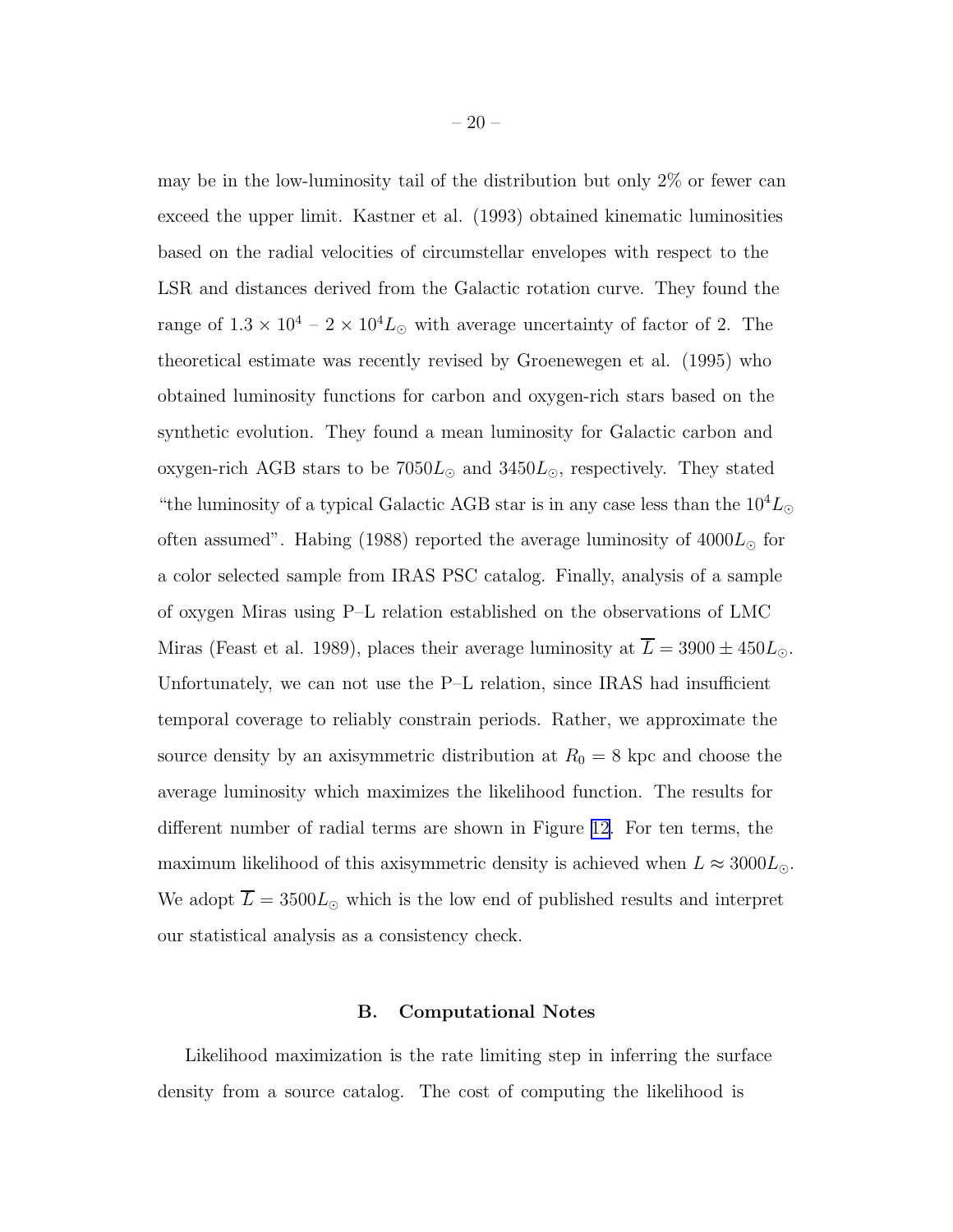may be in the low-luminosity tail of the distribution but only 2% or fewer can exceed the upper limit. Kastner et al. (1993) obtained kinematic luminosities based on the radial velocities of circumstellar envelopes with respect to the LSR and distances derived from the Galactic rotation curve. They found the range of $1.3 \times 10^4$ – $2 \times 10^4 L_\odot$ with average uncertainty of factor of 2. The theoretical estimate was recently revised by Groenewegen et al. (1995) who obtained luminosity functions for carbon and oxygen-rich stars based on the synthetic evolution. They found a mean luminosity for Galactic carbon and oxygen-rich AGB stars to be $7050 L_\odot$ and $3450 L_\odot$, respectively. They stated "the luminosity of a typical Galactic AGB star is in any case less than the $10^4 L_\odot$ often assumed". Habing (1988) reported the average luminosity of $4000 L_\odot$ for a color selected sample from IRAS PSC catalog. Finally, analysis of a sample of oxygen Miras using P–L relation established on the observations of LMC Miras (Feast et al. 1989), places their average luminosity at $\overline{L} = 3900 \pm 450 L_\odot$. Unfortunately, we can not use the P–L relation, since IRAS had insufficient temporal coverage to reliably constrain periods. Rather, we approximate the source density by an axisymmetric distribution at $R_0 = 8$ kpc and choose the average luminosity which maximizes the likelihood function. The results for different number of radial terms are shown in Figure 12. For ten terms, the maximum likelihood of this axisymmetric density is achieved when $L \approx 3000 L_\odot$. We adopt $\overline{L} = 3500 L_\odot$ which is the low end of published results and interpret our statistical analysis as a consistency check.

## B. Computational Notes

Likelihood maximization is the rate limiting step in inferring the surface density from a source catalog. The cost of computing the likelihood is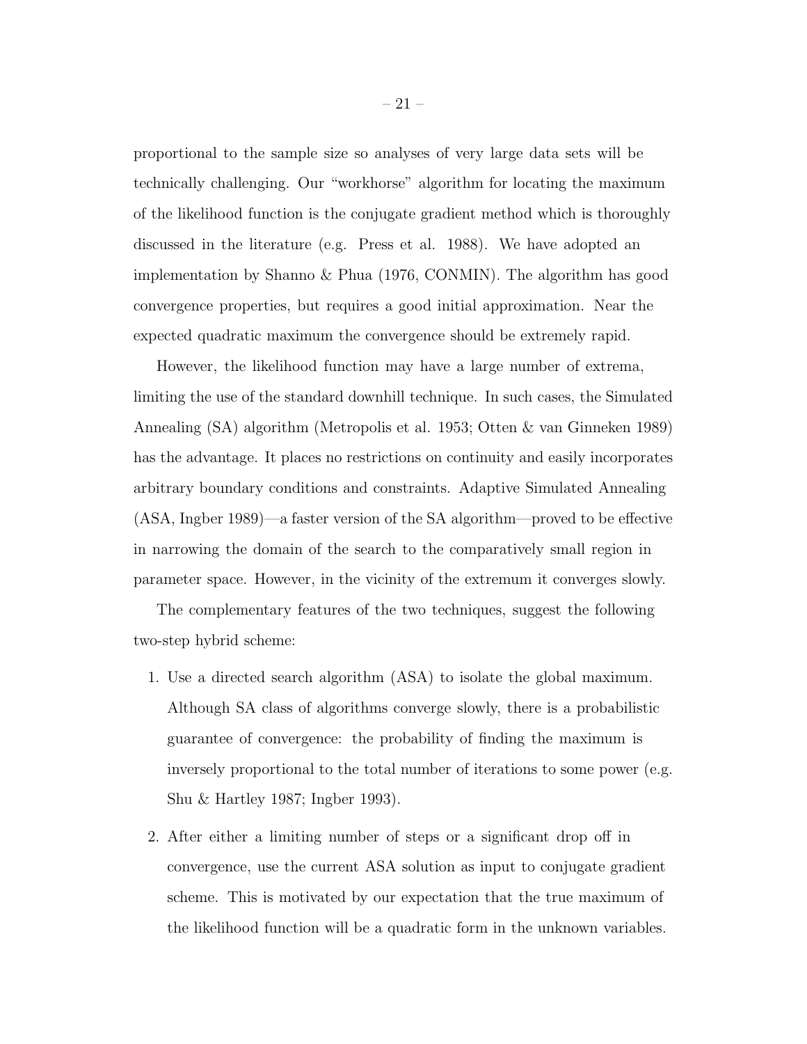proportional to the sample size so analyses of very large data sets will be technically challenging. Our "workhorse" algorithm for locating the maximum of the likelihood function is the conjugate gradient method which is thoroughly discussed in the literature (e.g. Press et al. 1988). We have adopted an implementation by Shanno & Phua (1976, CONMIN). The algorithm has good convergence properties, but requires a good initial approximation. Near the expected quadratic maximum the convergence should be extremely rapid.

However, the likelihood function may have a large number of extrema, limiting the use of the standard downhill technique. In such cases, the Simulated Annealing (SA) algorithm (Metropolis et al. 1953; Otten & van Ginneken 1989) has the advantage. It places no restrictions on continuity and easily incorporates arbitrary boundary conditions and constraints. Adaptive Simulated Annealing (ASA, Ingber 1989)—a faster version of the SA algorithm—proved to be effective in narrowing the domain of the search to the comparatively small region in parameter space. However, in the vicinity of the extremum it converges slowly.

The complementary features of the two techniques, suggest the following two-step hybrid scheme:

1. Use a directed search algorithm (ASA) to isolate the global maximum. Although SA class of algorithms converge slowly, there is a probabilistic guarantee of convergence: the probability of finding the maximum is inversely proportional to the total number of iterations to some power (e.g. Shu & Hartley 1987; Ingber 1993).

2. After either a limiting number of steps or a significant drop off in convergence, use the current ASA solution as input to conjugate gradient scheme. This is motivated by our expectation that the true maximum of the likelihood function will be a quadratic form in the unknown variables.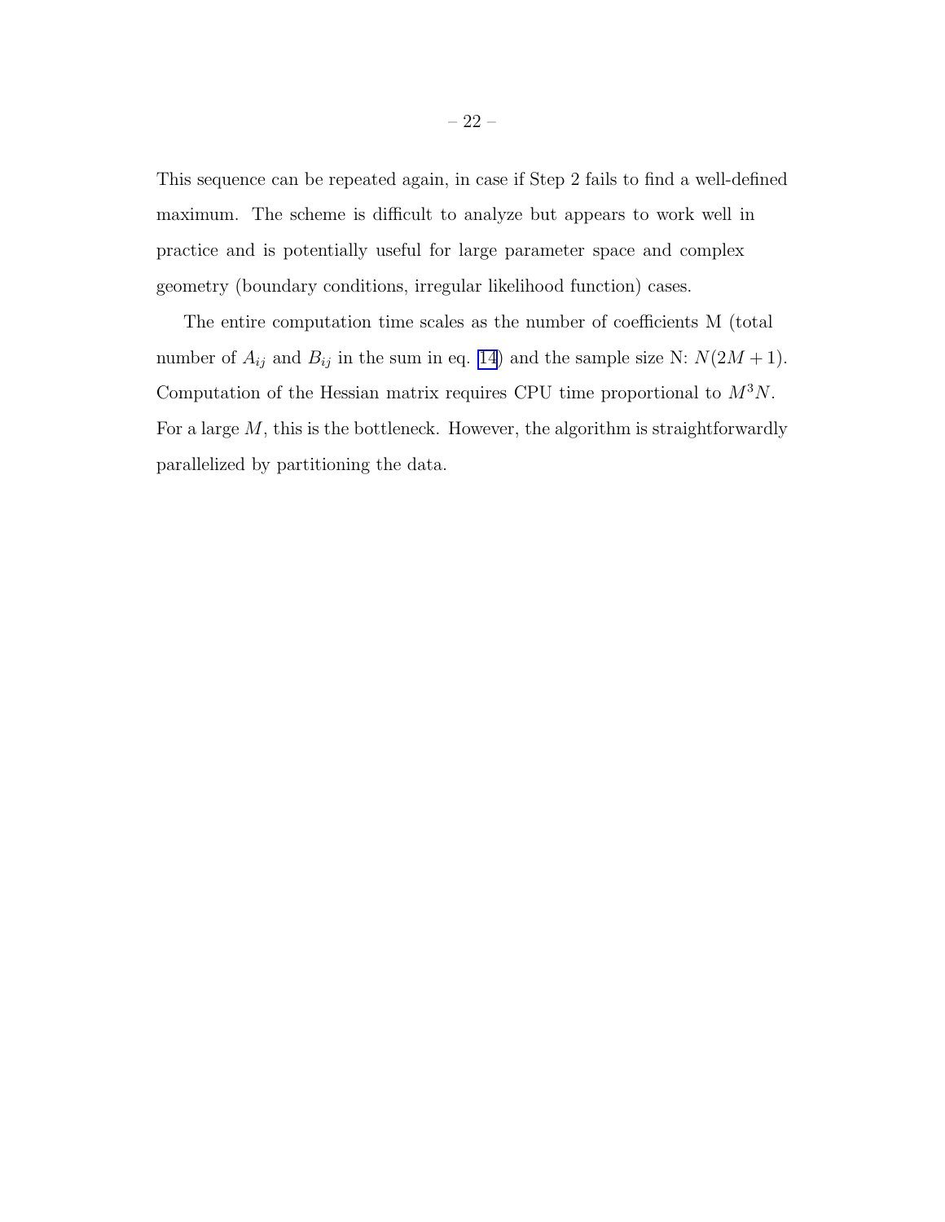This sequence can be repeated again, in case if Step 2 fails to find a well-defined maximum. The scheme is difficult to analyze but appears to work well in practice and is potentially useful for large parameter space and complex geometry (boundary conditions, irregular likelihood function) cases.

The entire computation time scales as the number of coefficients M (total number of $A_{ij}$ and $B_{ij}$ in the sum in eq. 14) and the sample size N: $N(2M+1)$. Computation of the Hessian matrix requires CPU time proportional to $M^3 N$. For a large $M$, this is the bottleneck. However, the algorithm is straightforwardly parallelized by partitioning the data.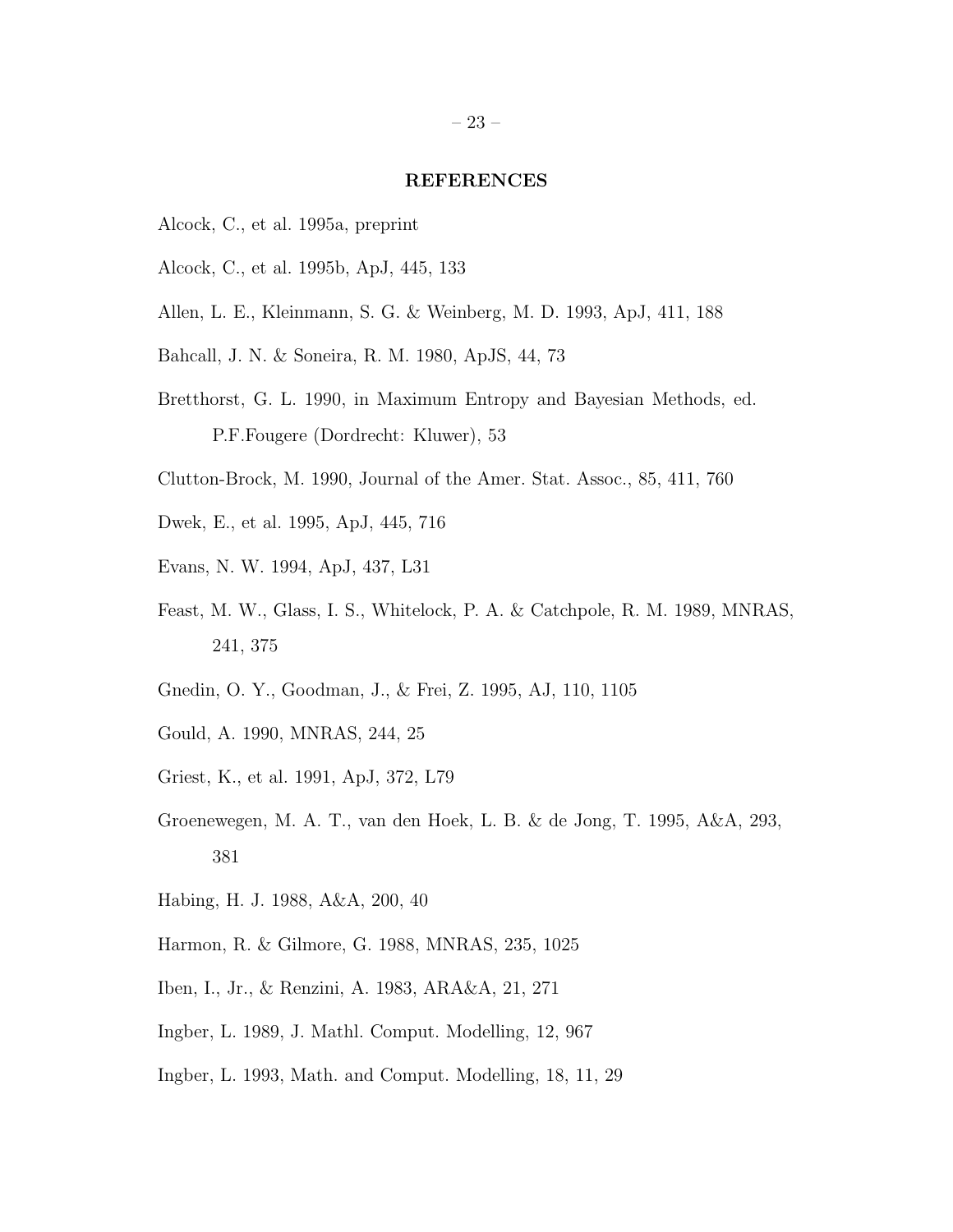## REFERENCES

Alcock, C., et al. 1995a, preprint

Alcock, C., et al. 1995b, ApJ, 445, 133

Allen, L. E., Kleinmann, S. G. & Weinberg, M. D. 1993, ApJ, 411, 188

Bahcall, J. N. & Soneira, R. M. 1980, ApJS, 44, 73

Bretthorst, G. L. 1990, in Maximum Entropy and Bayesian Methods, ed. P.F.Fougere (Dordrecht: Kluwer), 53

Clutton-Brock, M. 1990, Journal of the Amer. Stat. Assoc., 85, 411, 760

Dwek, E., et al. 1995, ApJ, 445, 716

Evans, N. W. 1994, ApJ, 437, L31

Feast, M. W., Glass, I. S., Whitelock, P. A. & Catchpole, R. M. 1989, MNRAS, 241, 375

Gnedin, O. Y., Goodman, J., & Frei, Z. 1995, AJ, 110, 1105

Gould, A. 1990, MNRAS, 244, 25

Griest, K., et al. 1991, ApJ, 372, L79

Groenewegen, M. A. T., van den Hoek, L. B. & de Jong, T. 1995, A&A, 293, 381

Habing, H. J. 1988, A&A, 200, 40

Harmon, R. & Gilmore, G. 1988, MNRAS, 235, 1025

Iben, I., Jr., & Renzini, A. 1983, ARA&A, 21, 271

Ingber, L. 1989, J. Mathl. Comput. Modelling, 12, 967

Ingber, L. 1993, Math. and Comput. Modelling, 18, 11, 29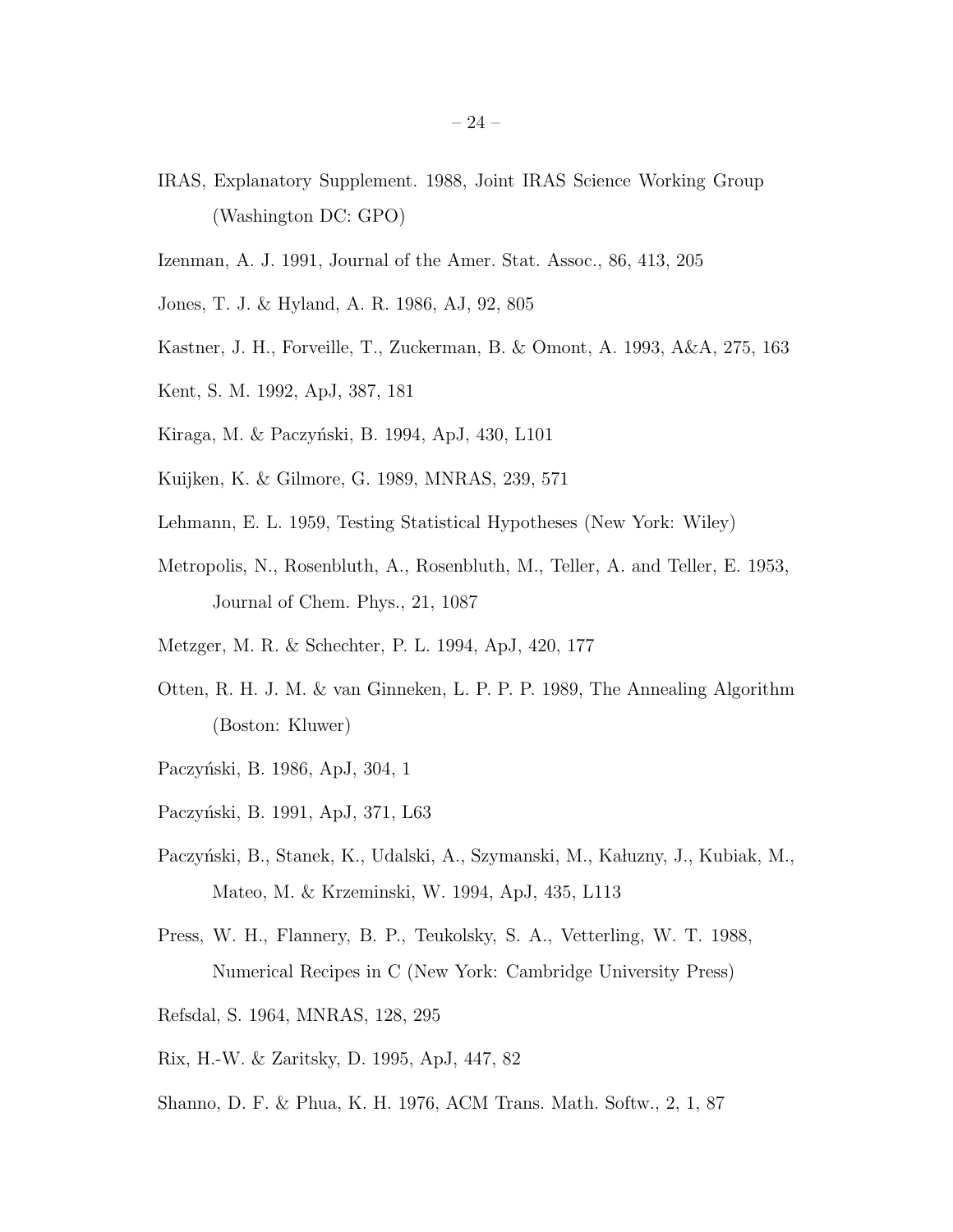IRAS, Explanatory Supplement. 1988, Joint IRAS Science Working Group (Washington DC: GPO)

Izenman, A. J. 1991, Journal of the Amer. Stat. Assoc., 86, 413, 205

Jones, T. J. & Hyland, A. R. 1986, AJ, 92, 805

Kastner, J. H., Forveille, T., Zuckerman, B. & Omont, A. 1993, A&A, 275, 163

Kent, S. M. 1992, ApJ, 387, 181

Kiraga, M. & Paczyński, B. 1994, ApJ, 430, L101

Kuijken, K. & Gilmore, G. 1989, MNRAS, 239, 571

Lehmann, E. L. 1959, Testing Statistical Hypotheses (New York: Wiley)

Metropolis, N., Rosenbluth, A., Rosenbluth, M., Teller, A. and Teller, E. 1953, Journal of Chem. Phys., 21, 1087

Metzger, M. R. & Schechter, P. L. 1994, ApJ, 420, 177

Otten, R. H. J. M. & van Ginneken, L. P. P. P. 1989, The Annealing Algorithm (Boston: Kluwer)

Paczyński, B. 1986, ApJ, 304, 1

Paczyński, B. 1991, ApJ, 371, L63

Paczyński, B., Stanek, K., Udalski, A., Szymanski, M., Kałuzny, J., Kubiak, M., Mateo, M. & Krzeminski, W. 1994, ApJ, 435, L113

Press, W. H., Flannery, B. P., Teukolsky, S. A., Vetterling, W. T. 1988, Numerical Recipes in C (New York: Cambridge University Press)

Refsdal, S. 1964, MNRAS, 128, 295

Rix, H.-W. & Zaritsky, D. 1995, ApJ, 447, 82

Shanno, D. F. & Phua, K. H. 1976, ACM Trans. Math. Softw., 2, 1, 87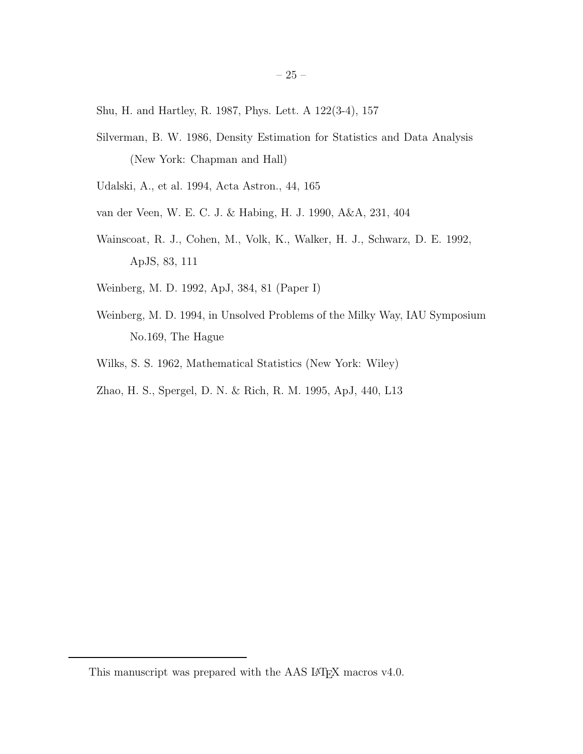Shu, H. and Hartley, R. 1987, Phys. Lett. A 122(3-4), 157

Silverman, B. W. 1986, Density Estimation for Statistics and Data Analysis (New York: Chapman and Hall)

Udalski, A., et al. 1994, Acta Astron., 44, 165

van der Veen, W. E. C. J. & Habing, H. J. 1990, A&A, 231, 404

Wainscoat, R. J., Cohen, M., Volk, K., Walker, H. J., Schwarz, D. E. 1992, ApJS, 83, 111

Weinberg, M. D. 1992, ApJ, 384, 81 (Paper I)

Weinberg, M. D. 1994, in Unsolved Problems of the Milky Way, IAU Symposium No.169, The Hague

Wilks, S. S. 1962, Mathematical Statistics (New York: Wiley)

Zhao, H. S., Spergel, D. N. & Rich, R. M. 1995, ApJ, 440, L13

---

This manuscript was prepared with the AAS LaTeX macros v4.0.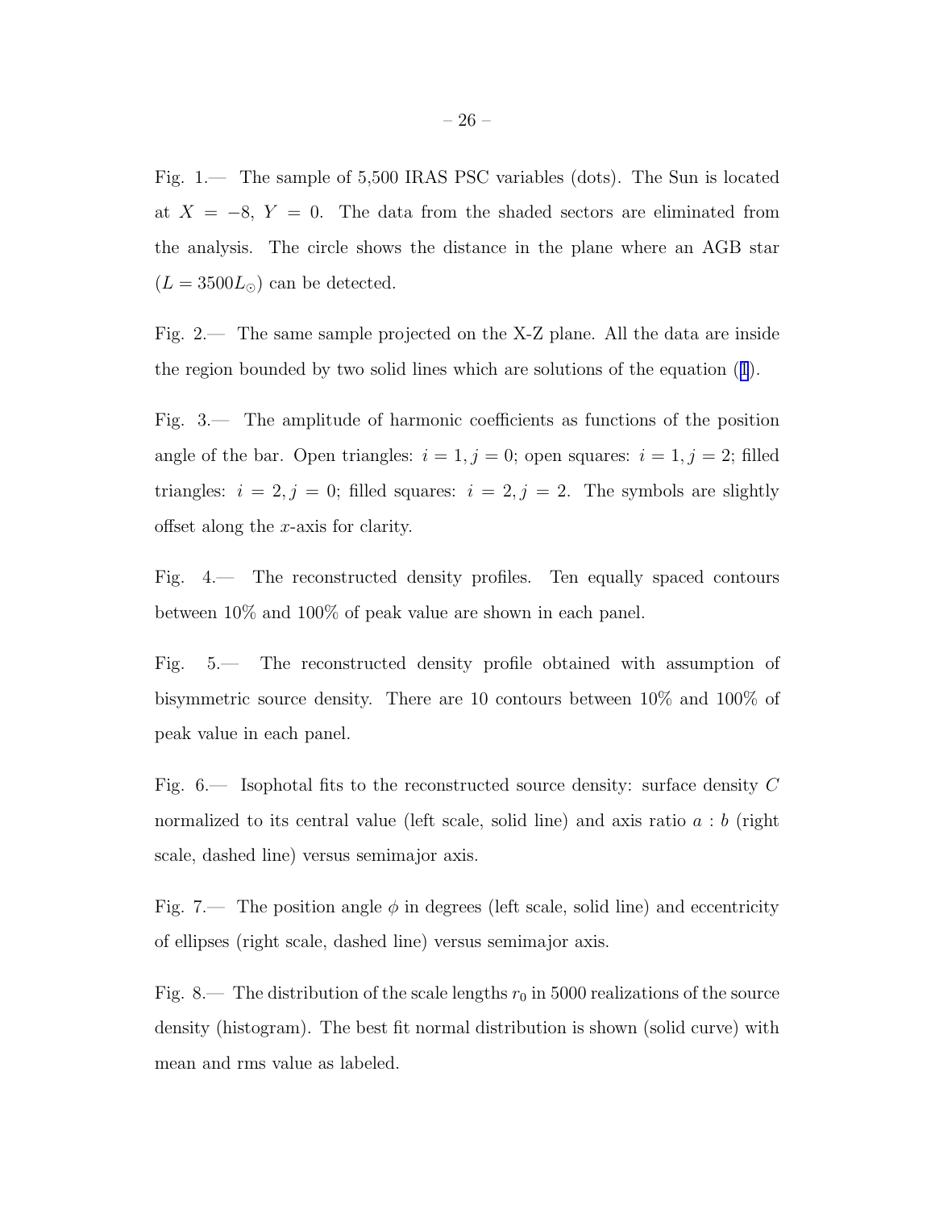Fig. 1.— The sample of 5,500 IRAS PSC variables (dots). The Sun is located at $X = -8$, $Y = 0$. The data from the shaded sectors are eliminated from the analysis. The circle shows the distance in the plane where an AGB star ($L = 3500 L_{\odot}$) can be detected.

Fig. 2.— The same sample projected on the X-Z plane. All the data are inside the region bounded by two solid lines which are solutions of the equation (1).

Fig. 3.— The amplitude of harmonic coefficients as functions of the position angle of the bar. Open triangles: $i = 1, j = 0$; open squares: $i = 1, j = 2$; filled triangles: $i = 2, j = 0$; filled squares: $i = 2, j = 2$. The symbols are slightly offset along the $x$-axis for clarity.

Fig. 4.— The reconstructed density profiles. Ten equally spaced contours between 10% and 100% of peak value are shown in each panel.

Fig. 5.— The reconstructed density profile obtained with assumption of bisymmetric source density. There are 10 contours between 10% and 100% of peak value in each panel.

Fig. 6.— Isophotal fits to the reconstructed source density: surface density $C$ normalized to its central value (left scale, solid line) and axis ratio $a : b$ (right scale, dashed line) versus semimajor axis.

Fig. 7.— The position angle $\phi$ in degrees (left scale, solid line) and eccentricity of ellipses (right scale, dashed line) versus semimajor axis.

Fig. 8.— The distribution of the scale lengths $r_0$ in 5000 realizations of the source density (histogram). The best fit normal distribution is shown (solid curve) with mean and rms value as labeled.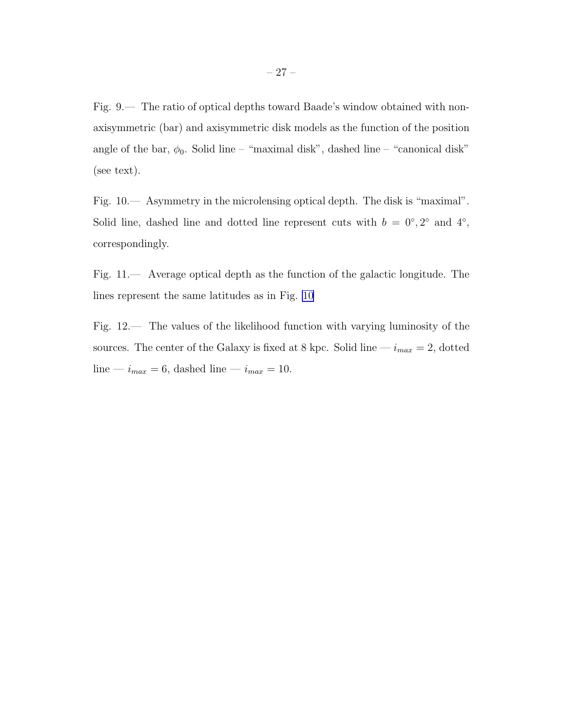Fig. 9.— The ratio of optical depths toward Baade's window obtained with non-axisymmetric (bar) and axisymmetric disk models as the function of the position angle of the bar, $\phi_0$. Solid line – "maximal disk", dashed line – "canonical disk" (see text).

Fig. 10.— Asymmetry in the microlensing optical depth. The disk is "maximal". Solid line, dashed line and dotted line represent cuts with $b = 0^\circ, 2^\circ$ and $4^\circ$, correspondingly.

Fig. 11.— Average optical depth as the function of the galactic longitude. The lines represent the same latitudes as in Fig. 10

Fig. 12.— The values of the likelihood function with varying luminosity of the sources. The center of the Galaxy is fixed at 8 kpc. Solid line — $i_{max} = 2$, dotted line — $i_{max} = 6$, dashed line — $i_{max} = 10$.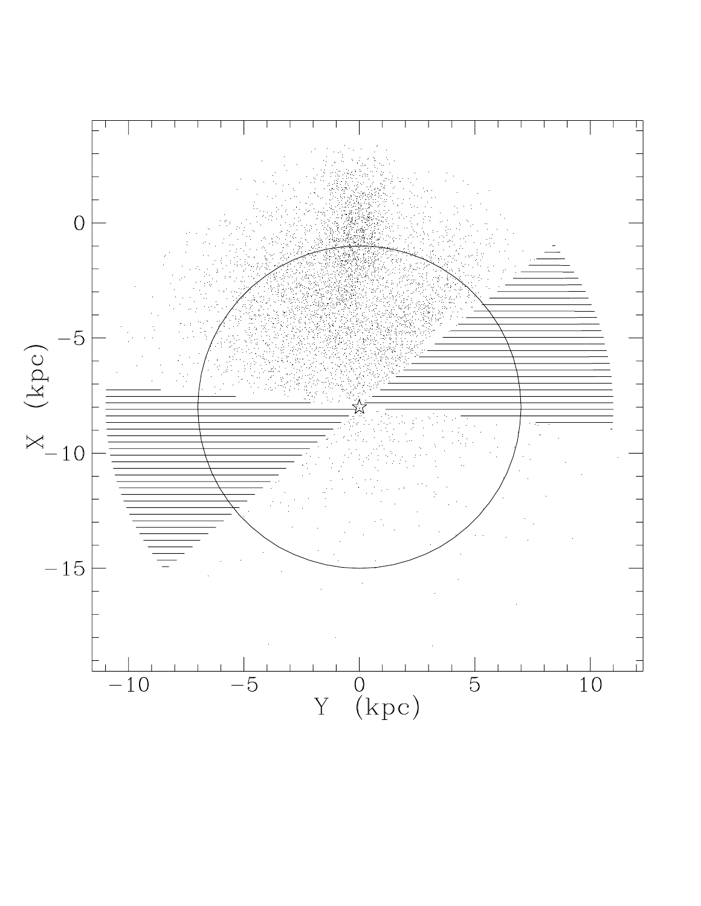Y (kpc)

X (kpc)

−10 −5 0 5 10

0 −5 −10 −15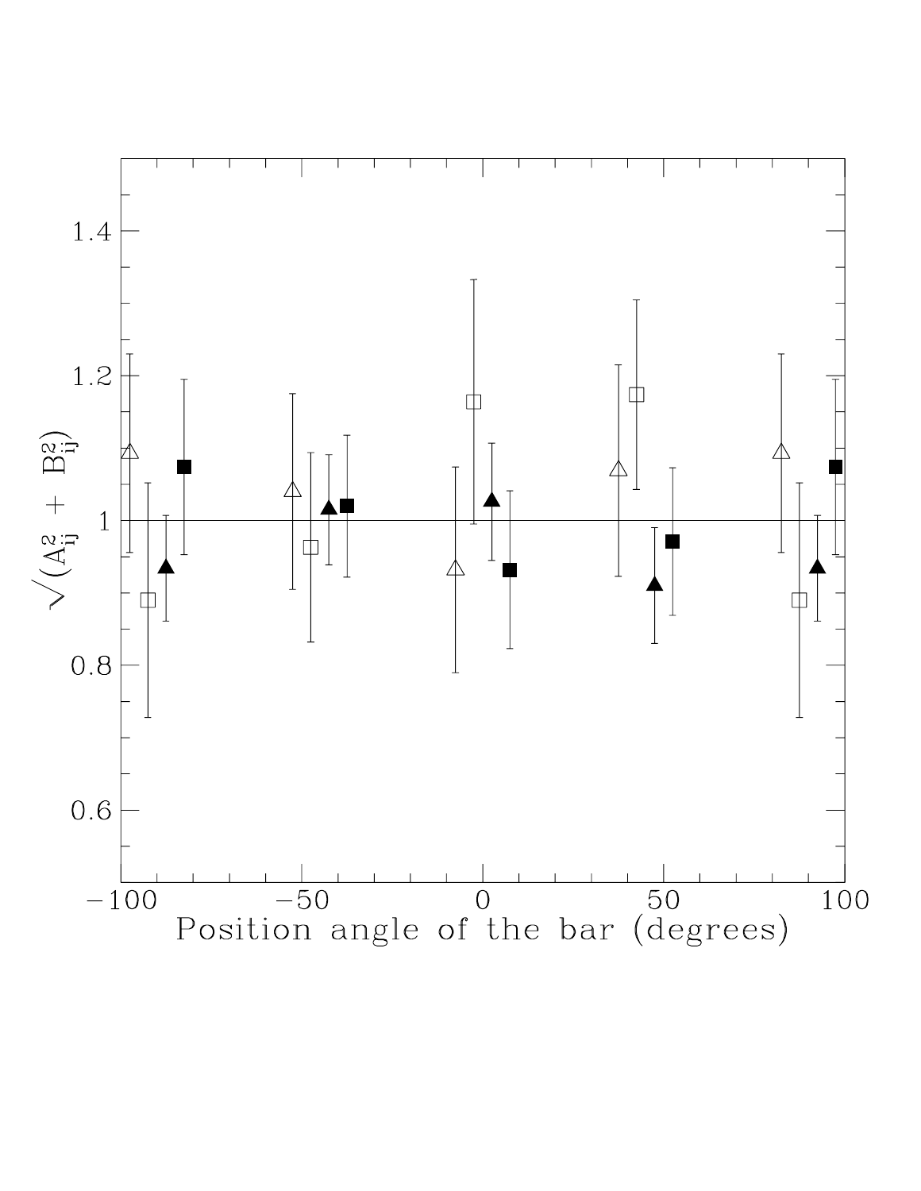$\sqrt{(A_{ij}^2 + B_{ij}^2)}$

Position angle of the bar (degrees)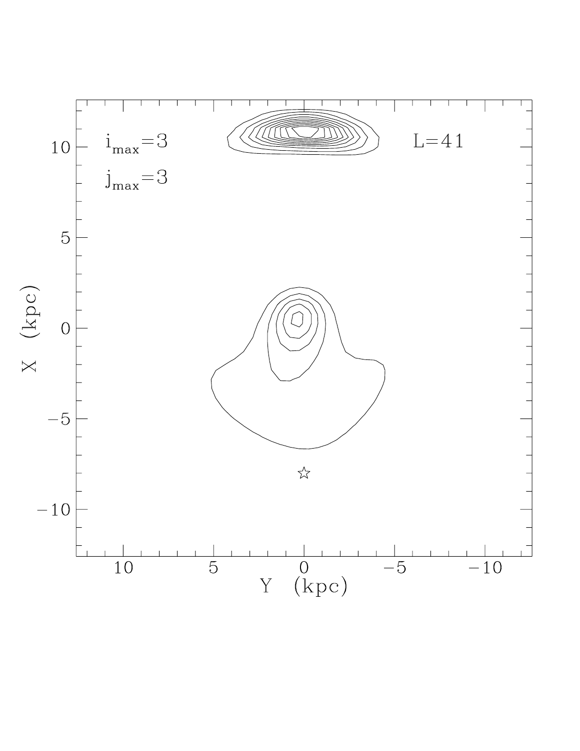$i_{max}=3$

$j_{max}=3$

L=41

X (kpc)

Y (kpc)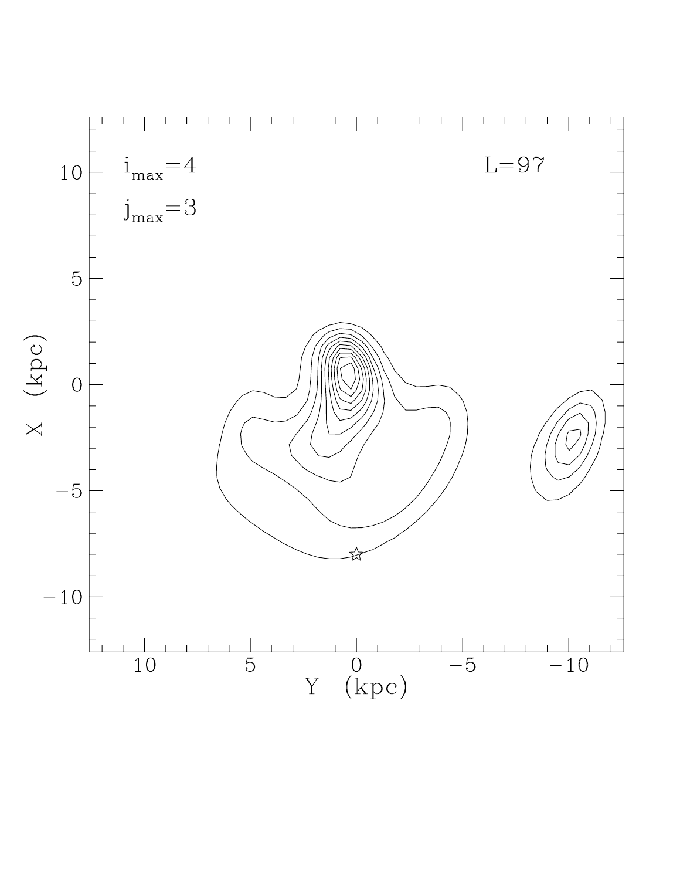$i_{max}=4$

$j_{max}=3$

L=97

X (kpc)

Y (kpc)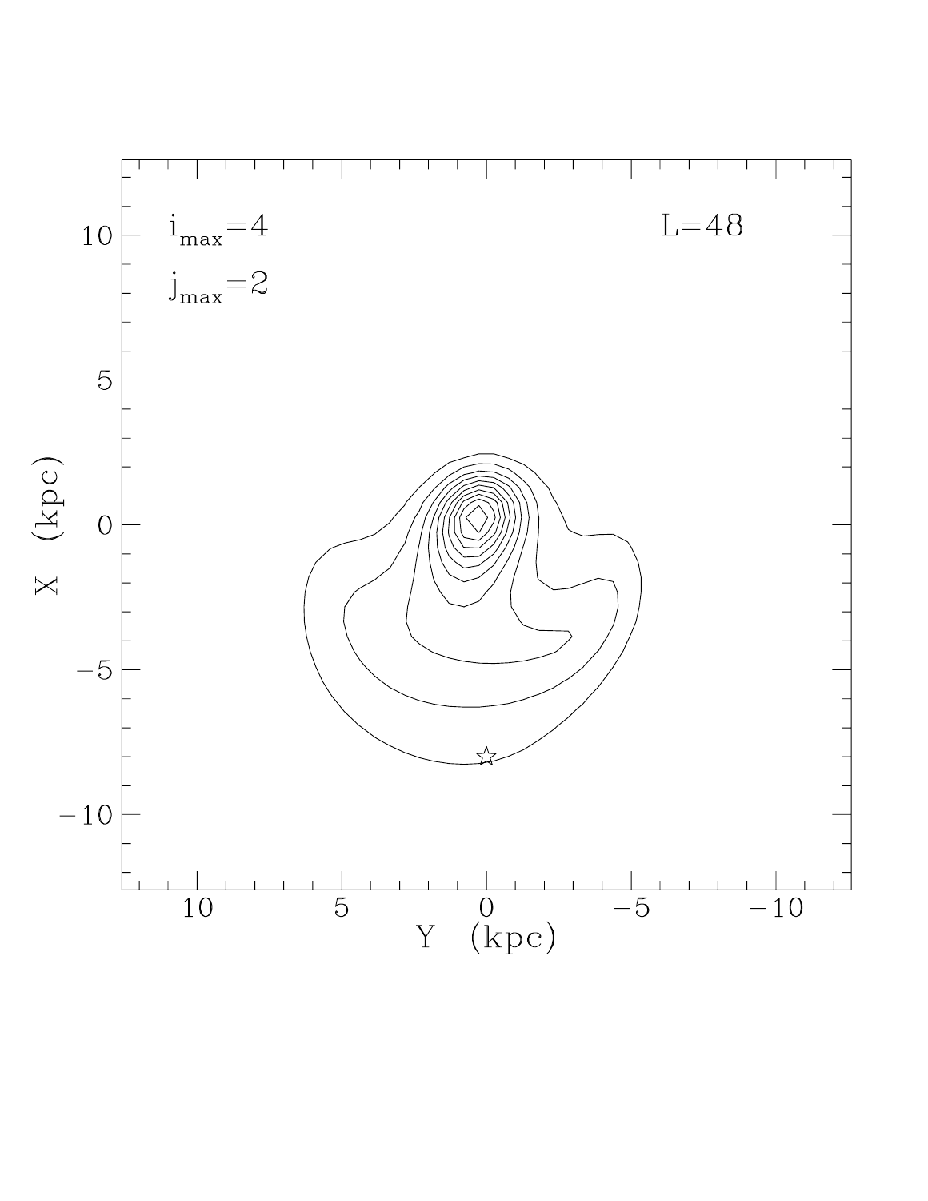$i_{max}=4$

$j_{max}=2$

L=48

X (kpc)

Y (kpc)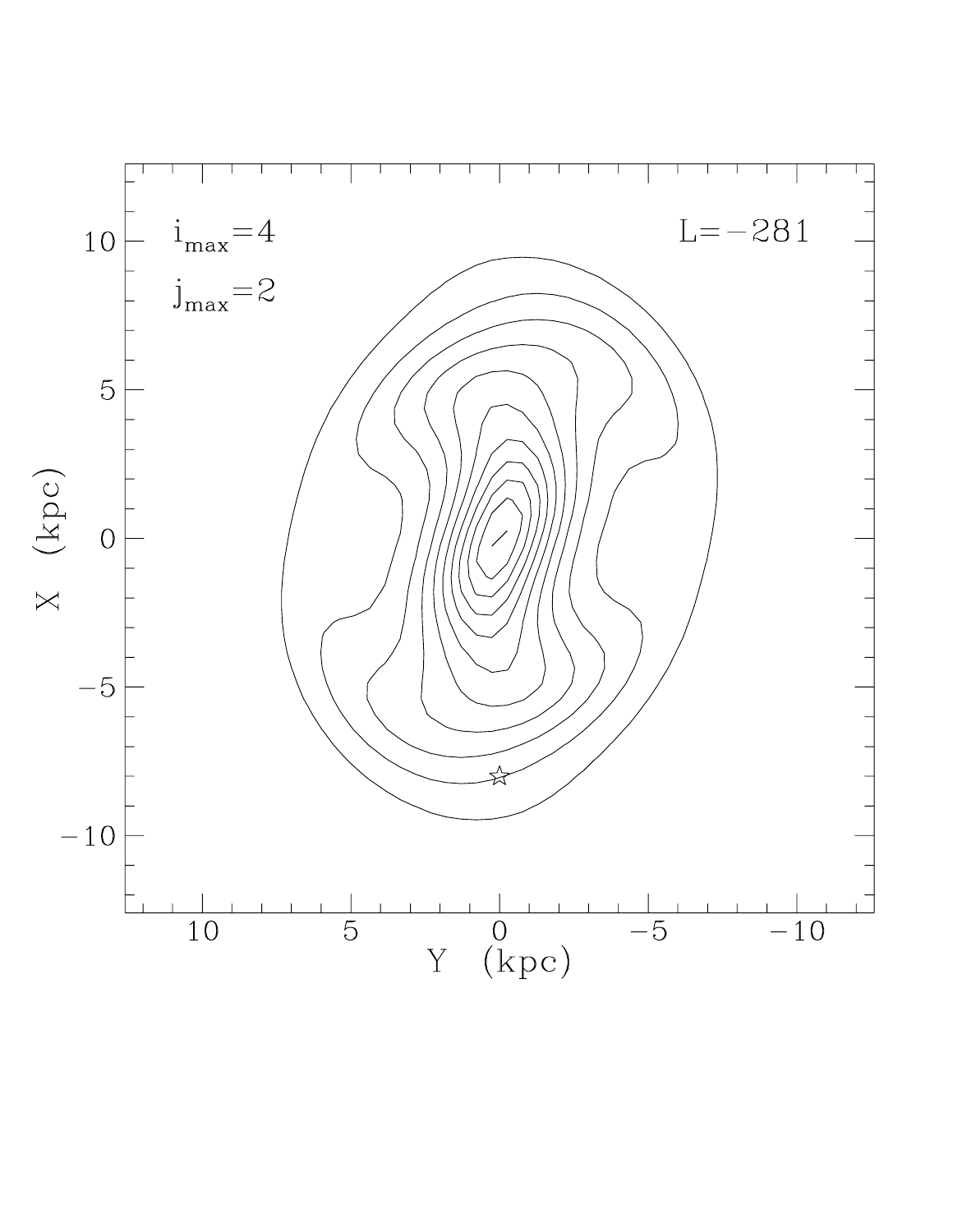$i_{max}=4$

$j_{max}=2$

L=−281

X (kpc)

Y (kpc)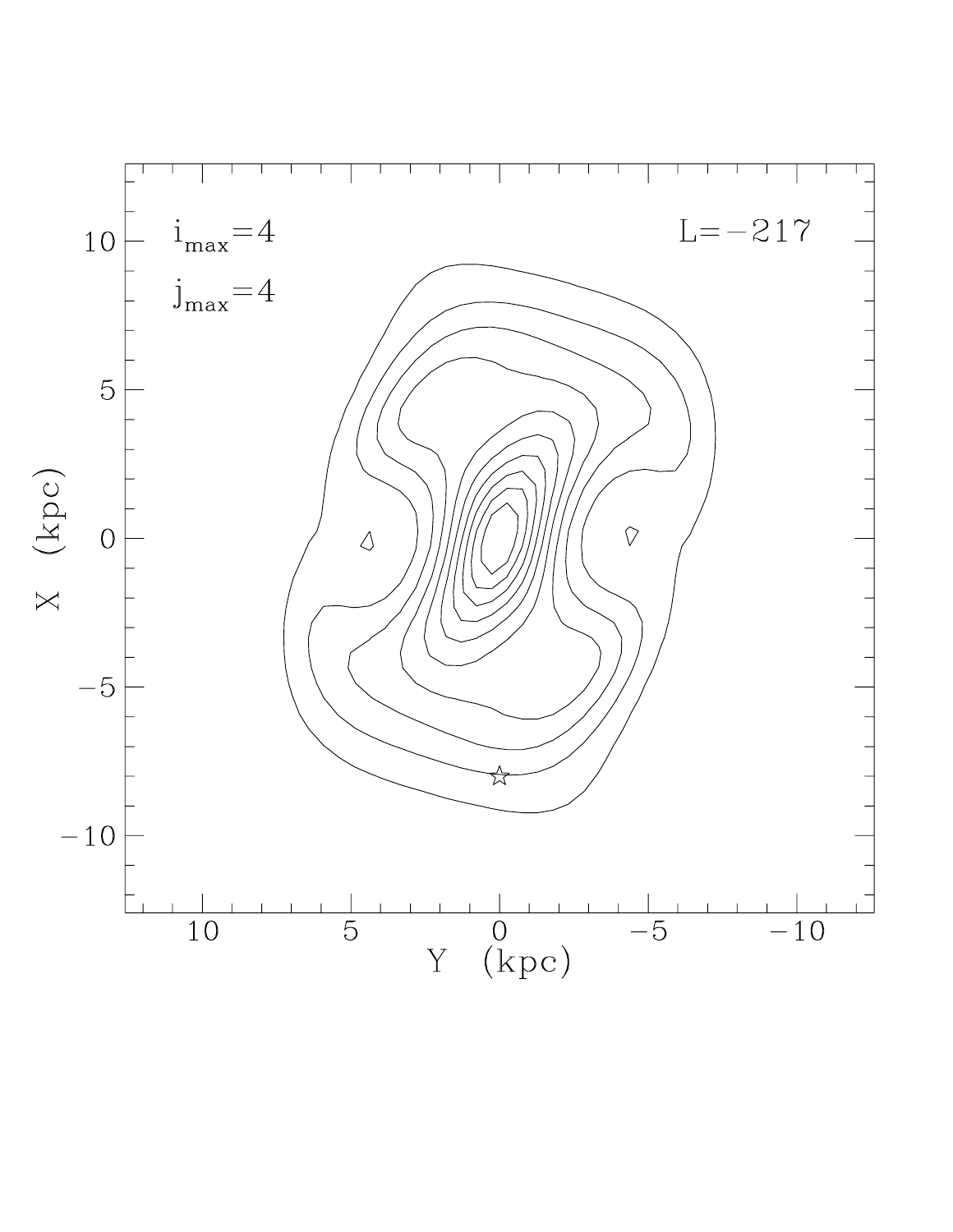$i_{max}=4$

$j_{max}=4$

$L=-217$

X (kpc)

Y (kpc)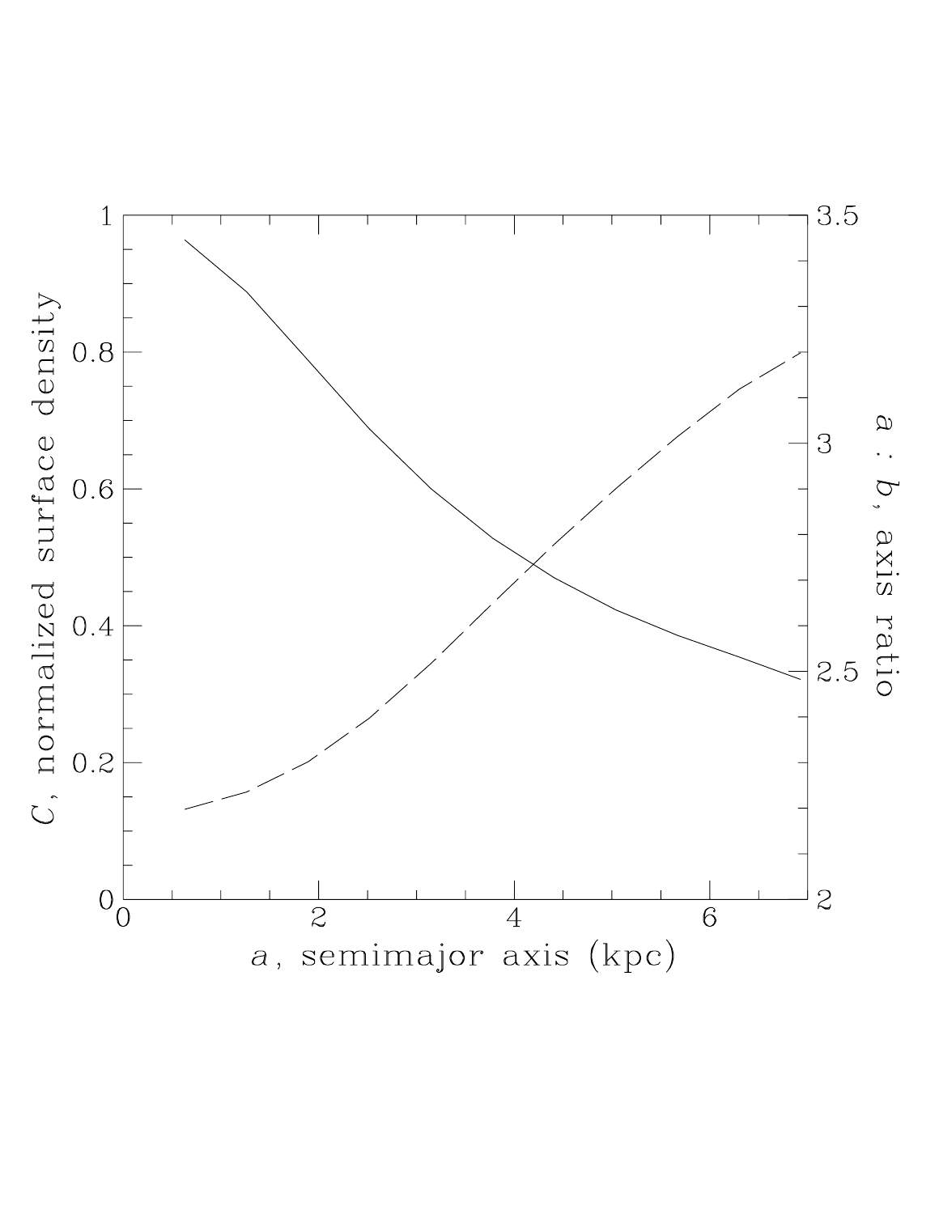$C$, normalized surface density

$a$ : $b$, axis ratio

$a$, semimajor axis (kpc)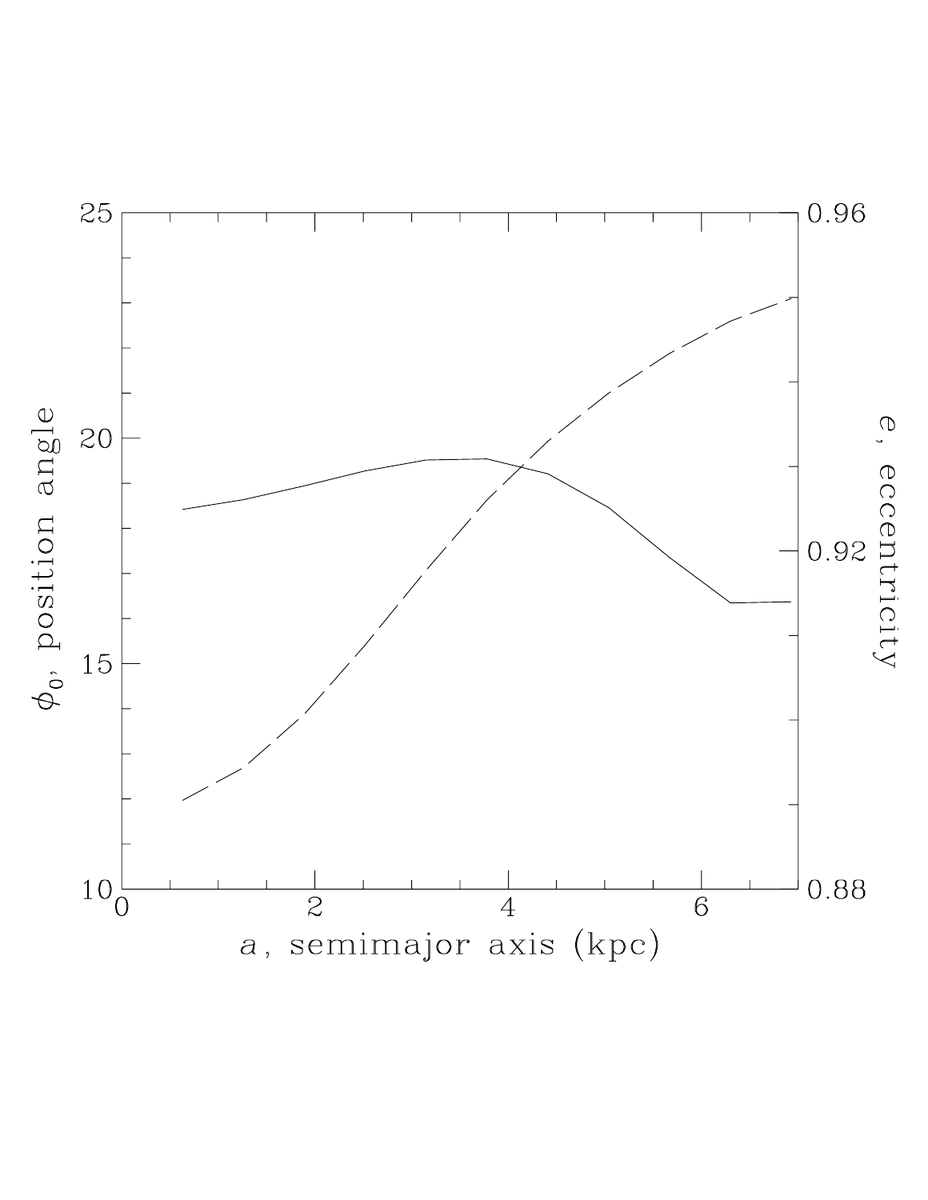$\phi_0$, position angle

e, eccentricity

$a$, semimajor axis (kpc)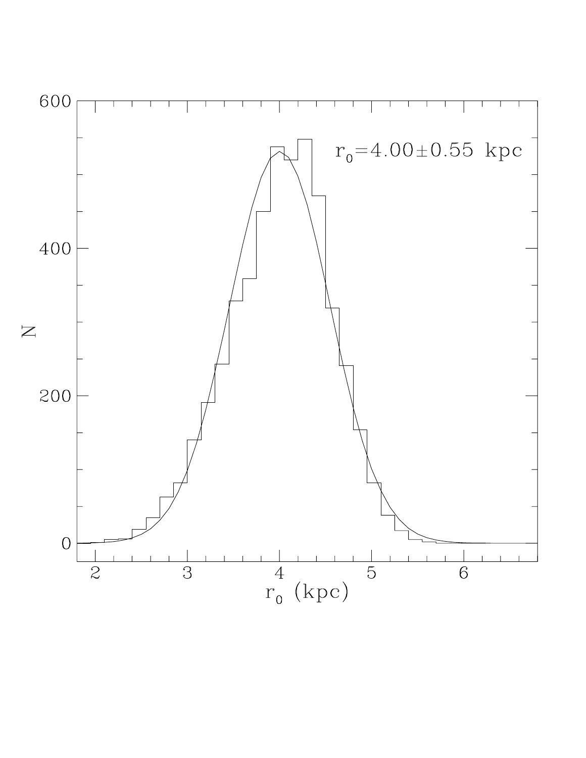$r_0 = 4.00 \pm 0.55$ kpc

N

$r_0$ (kpc)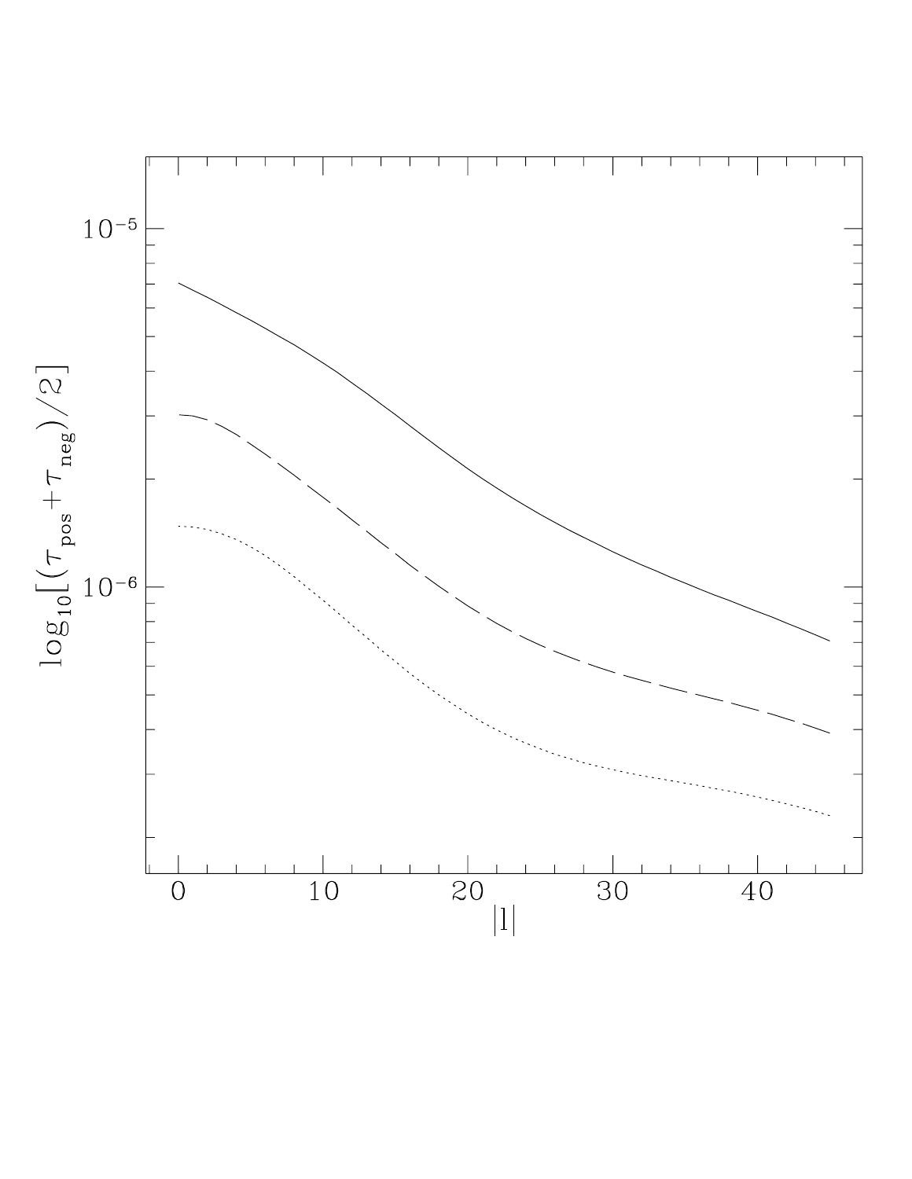$10^{-5}$

$10^{-6}$

$\log_{10}[(\tau_{pos}+\tau_{neg})/2]$

0 10 20 30 40

$|l|$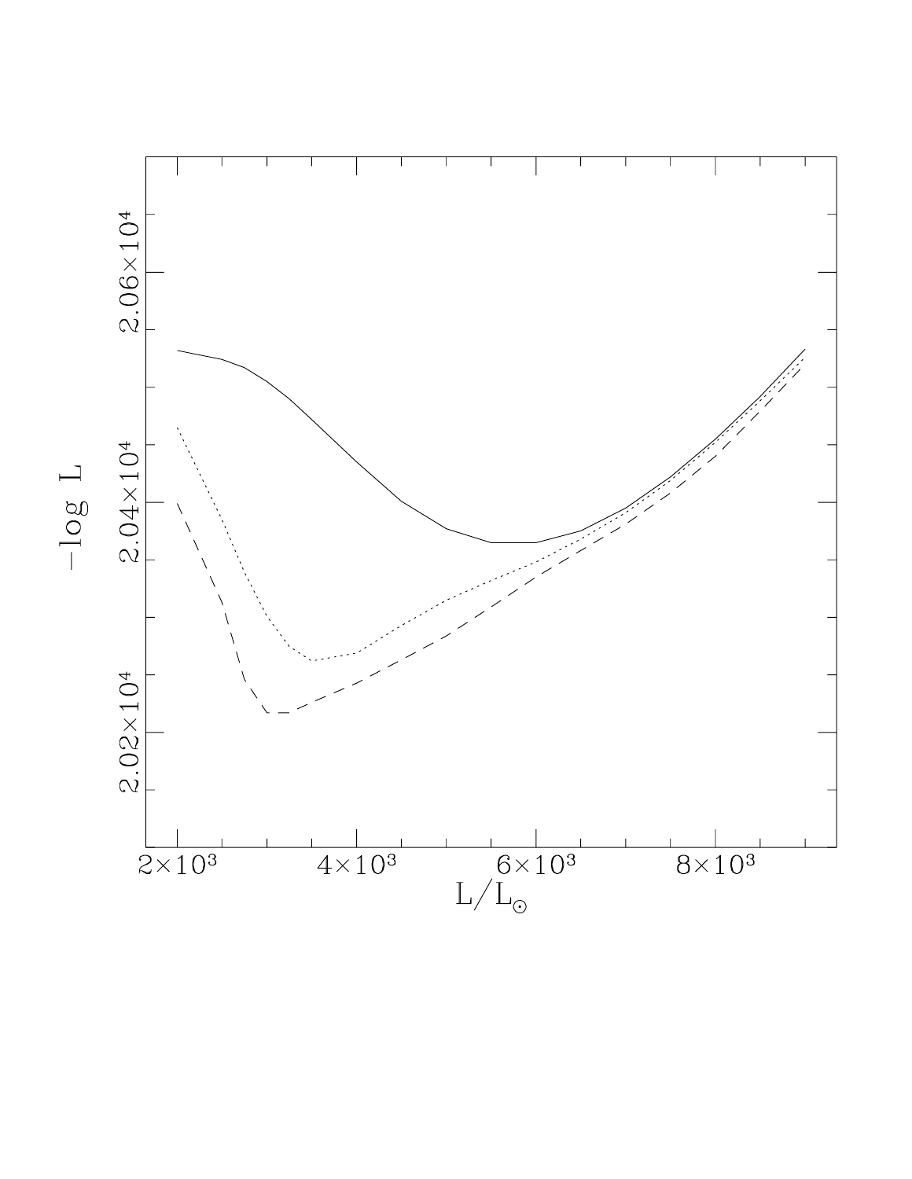−log L

2.06×10⁴

2.04×10⁴

2.02×10⁴

2×10³

4×10³

6×10³

8×10³

L/L$_\odot$